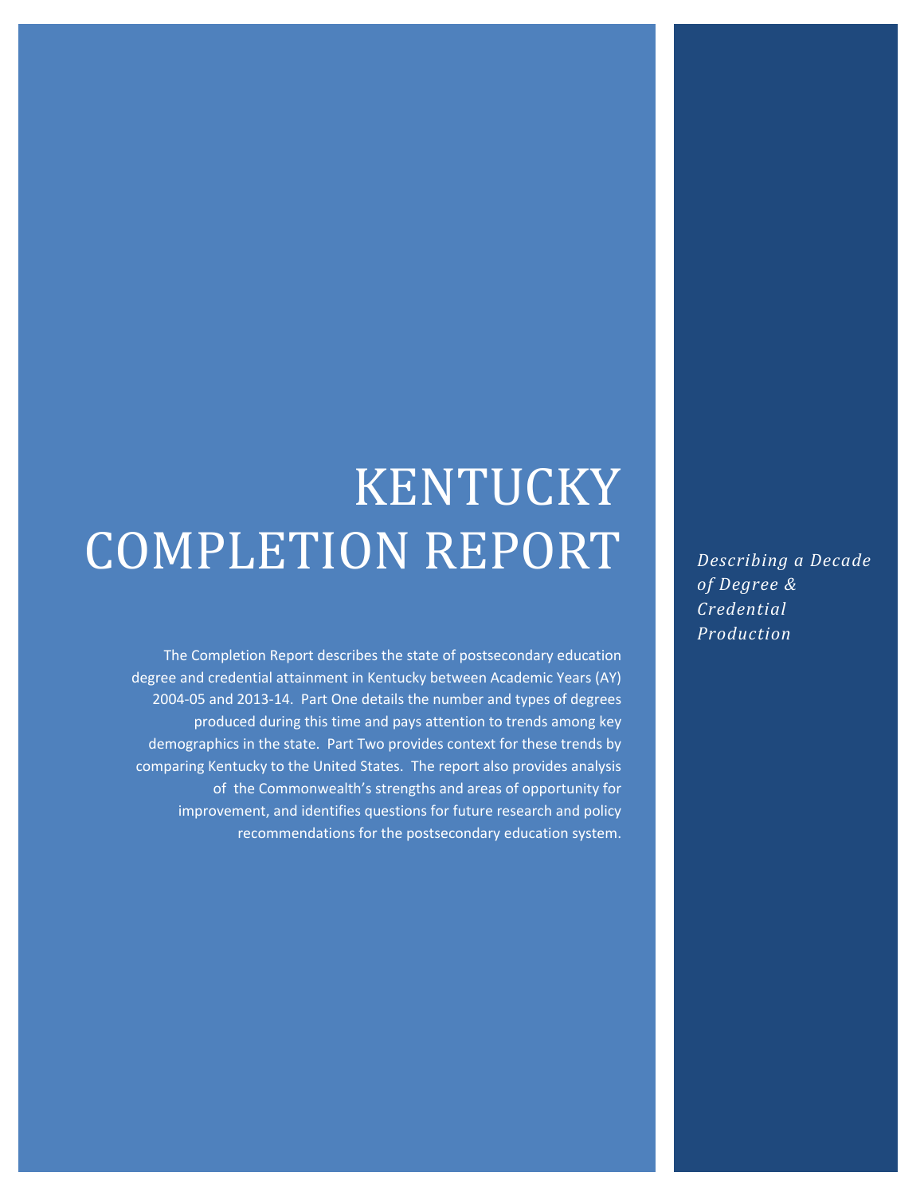# KENTUCKY COMPLETION REPORT

*Describing a Decade of Degree & Credential Production*

The Completion Report describes the state of postsecondary education degree and credential attainment in Kentucky between Academic Years (AY) 2004-05 and 2013-14. Part One details the number and types of degrees produced during this time and pays attention to trends among key demographics in the state. Part Two provides context for these trends by comparing Kentucky to the United States. The report also provides analysis of the Commonwealth's strengths and areas of opportunity for improvement, and identifies questions for future research and policy recommendations for the postsecondary education system.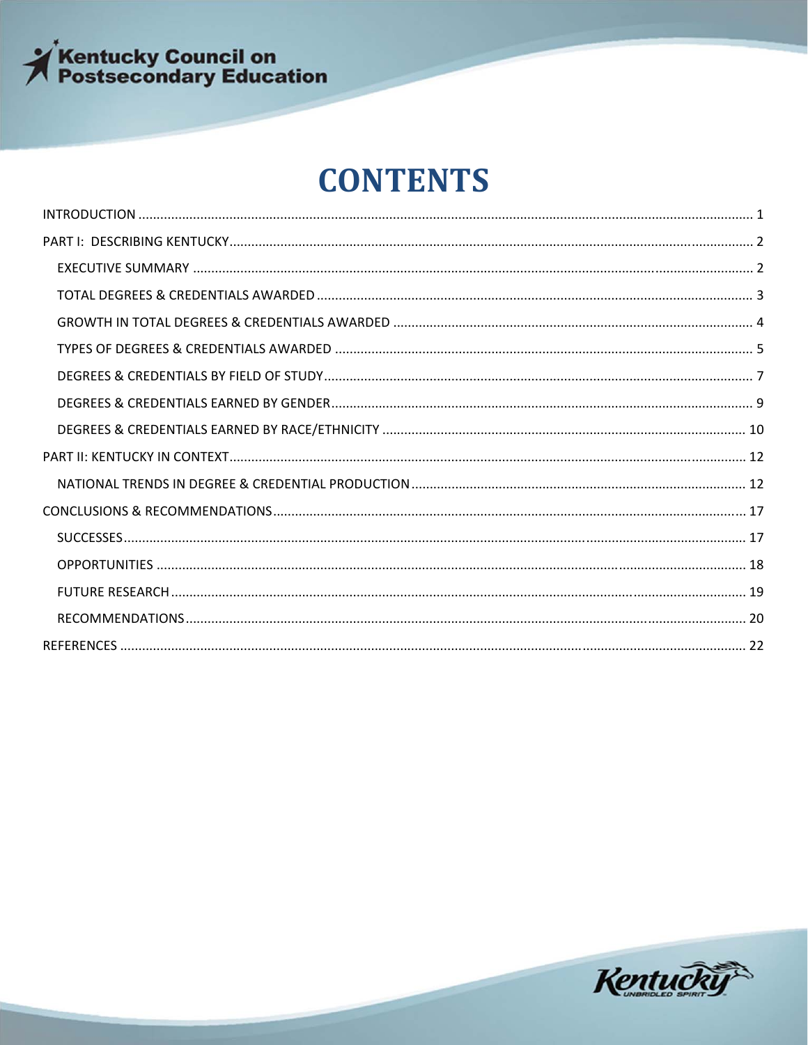# CONTENTS

INTRODUCTION ........................................................................................................................................................ 1

PART I: DESCRIBING KENTUCKY ............................................................................................................................... 2

- EXECUTIVE SUMMARY ......................................................................................................................................... 2
- TOTAL DEGREES & CREDENTIALS AWARDED ....................................................................................................... 3
- GROWTH IN TOTAL DEGREES & CREDENTIALS AWARDED .................................................................................. 4
- TYPES OF DEGREES & CREDENTIALS AWARDED .................................................................................................. 5
- DEGREES & CREDENTIALS BY FIELD OF STUDY ..................................................................................................... 7
- DEGREES & CREDENTIALS EARNED BY GENDER ................................................................................................... 9
- DEGREES & CREDENTIALS EARNED BY RACE/ETHNICITY ................................................................................... 10

PART II: KENTUCKY IN CONTEXT ............................................................................................................................. 12

- NATIONAL TRENDS IN DEGREE & CREDENTIAL PRODUCTION ............................................................................ 12

CONCLUSIONS & RECOMMENDATIONS ................................................................................................................. 17

- SUCCESSES ......................................................................................................................................................... 17
- OPPORTUNITIES ................................................................................................................................................. 18
- FUTURE RESEARCH ............................................................................................................................................. 19
- RECOMMENDATIONS ......................................................................................................................................... 20

REFERENCES ........................................................................................................................................................... 22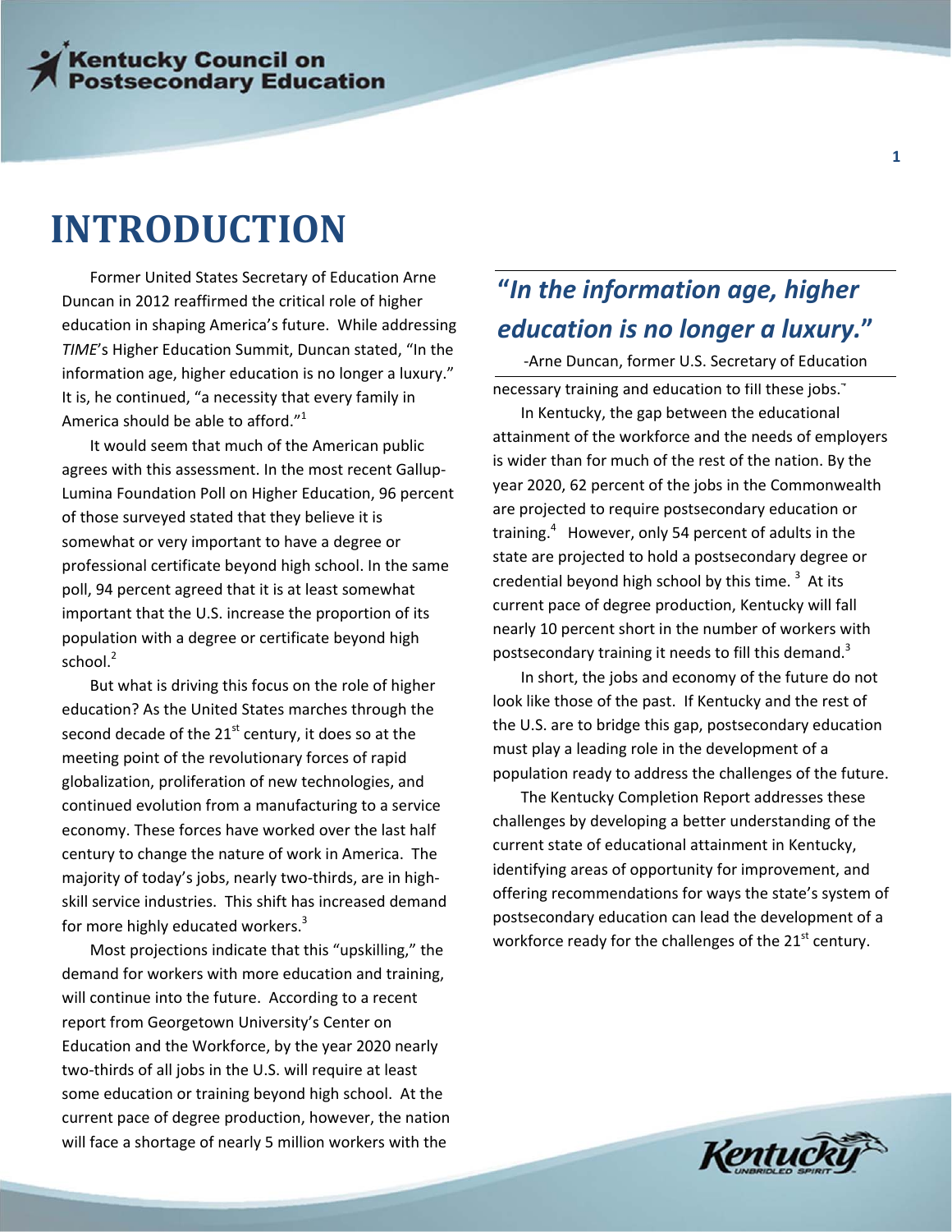# INTRODUCTION

Former United States Secretary of Education Arne Duncan in 2012 reaffirmed the critical role of higher education in shaping America's future. While addressing *TIME*'s Higher Education Summit, Duncan stated, "In the information age, higher education is no longer a luxury." It is, he continued, "a necessity that every family in America should be able to afford."[1]

It would seem that much of the American public agrees with this assessment. In the most recent Gallup-Lumina Foundation Poll on Higher Education, 96 percent of those surveyed stated that they believe it is somewhat or very important to have a degree or professional certificate beyond high school. In the same poll, 94 percent agreed that it is at least somewhat important that the U.S. increase the proportion of its population with a degree or certificate beyond high school.[2]

But what is driving this focus on the role of higher education? As the United States marches through the second decade of the 21st century, it does so at the meeting point of the revolutionary forces of rapid globalization, proliferation of new technologies, and continued evolution from a manufacturing to a service economy. These forces have worked over the last half century to change the nature of work in America. The majority of today's jobs, nearly two-thirds, are in high-skill service industries. This shift has increased demand for more highly educated workers.[3]

Most projections indicate that this "upskilling," the demand for workers with more education and training, will continue into the future. According to a recent report from Georgetown University's Center on Education and the Workforce, by the year 2020 nearly two-thirds of all jobs in the U.S. will require at least some education or training beyond high school. At the current pace of degree production, however, the nation will face a shortage of nearly 5 million workers with the necessary training and education to fill these jobs.[3]

> ***"In the information age, higher education is no longer a luxury."***
>
> -Arne Duncan, former U.S. Secretary of Education

In Kentucky, the gap between the educational attainment of the workforce and the needs of employers is wider than for much of the rest of the nation. By the year 2020, 62 percent of the jobs in the Commonwealth are projected to require postsecondary education or training.[4] However, only 54 percent of adults in the state are projected to hold a postsecondary degree or credential beyond high school by this time.[3] At its current pace of degree production, Kentucky will fall nearly 10 percent short in the number of workers with postsecondary training it needs to fill this demand.[3]

In short, the jobs and economy of the future do not look like those of the past. If Kentucky and the rest of the U.S. are to bridge this gap, postsecondary education must play a leading role in the development of a population ready to address the challenges of the future.

The Kentucky Completion Report addresses these challenges by developing a better understanding of the current state of educational attainment in Kentucky, identifying areas of opportunity for improvement, and offering recommendations for ways the state's system of postsecondary education can lead the development of a workforce ready for the challenges of the 21st century.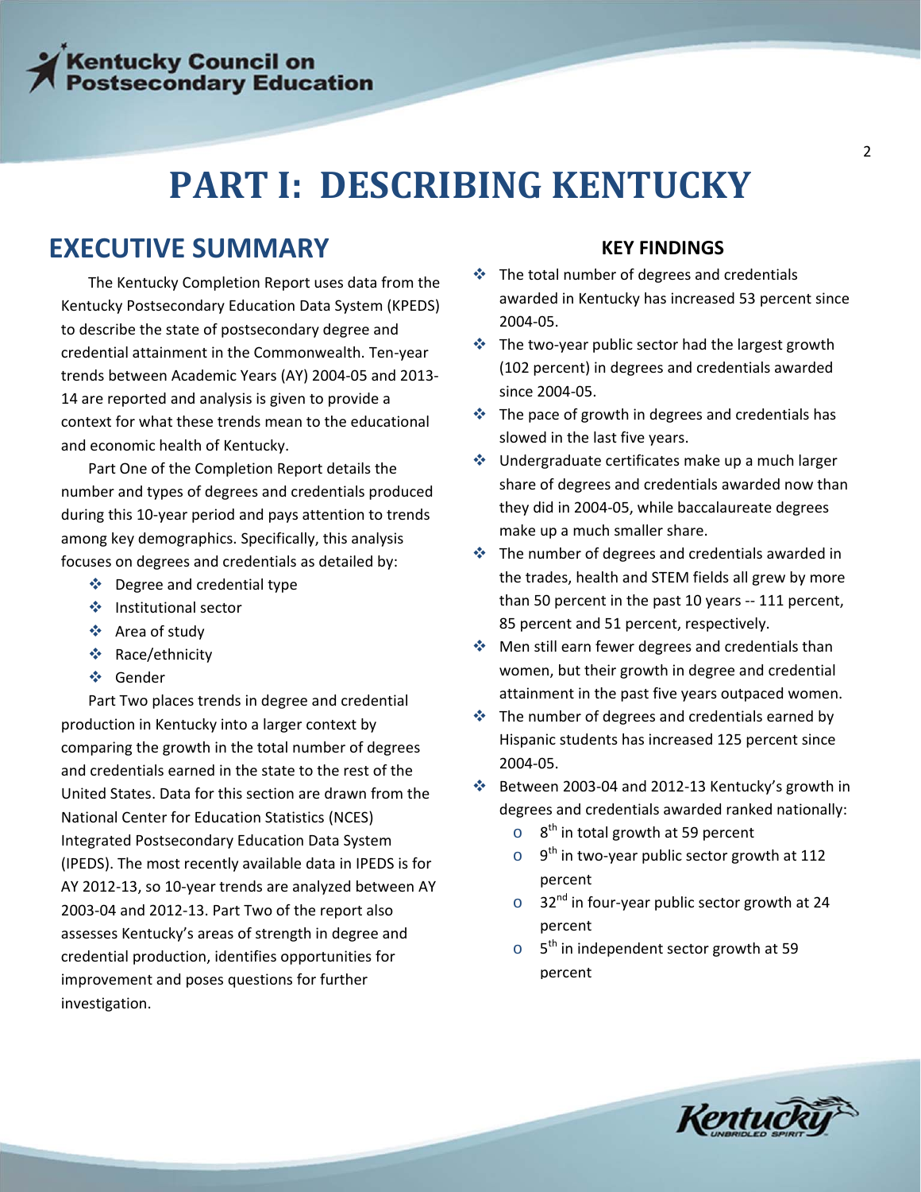# PART I: DESCRIBING KENTUCKY

## EXECUTIVE SUMMARY

The Kentucky Completion Report uses data from the Kentucky Postsecondary Education Data System (KPEDS) to describe the state of postsecondary degree and credential attainment in the Commonwealth. Ten-year trends between Academic Years (AY) 2004-05 and 2013-14 are reported and analysis is given to provide a context for what these trends mean to the educational and economic health of Kentucky.

Part One of the Completion Report details the number and types of degrees and credentials produced during this 10-year period and pays attention to trends among key demographics. Specifically, this analysis focuses on degrees and credentials as detailed by:

- Degree and credential type
- Institutional sector
- Area of study
- Race/ethnicity
- Gender

Part Two places trends in degree and credential production in Kentucky into a larger context by comparing the growth in the total number of degrees and credentials earned in the state to the rest of the United States. Data for this section are drawn from the National Center for Education Statistics (NCES) Integrated Postsecondary Education Data System (IPEDS). The most recently available data in IPEDS is for AY 2012-13, so 10-year trends are analyzed between AY 2003-04 and 2012-13. Part Two of the report also assesses Kentucky's areas of strength in degree and credential production, identifies opportunities for improvement and poses questions for further investigation.

### KEY FINDINGS

- The total number of degrees and credentials awarded in Kentucky has increased 53 percent since 2004-05.
- The two-year public sector had the largest growth (102 percent) in degrees and credentials awarded since 2004-05.
- The pace of growth in degrees and credentials has slowed in the last five years.
- Undergraduate certificates make up a much larger share of degrees and credentials awarded now than they did in 2004-05, while baccalaureate degrees make up a much smaller share.
- The number of degrees and credentials awarded in the trades, health and STEM fields all grew by more than 50 percent in the past 10 years -- 111 percent, 85 percent and 51 percent, respectively.
- Men still earn fewer degrees and credentials than women, but their growth in degree and credential attainment in the past five years outpaced women.
- The number of degrees and credentials earned by Hispanic students has increased 125 percent since 2004-05.
- Between 2003-04 and 2012-13 Kentucky's growth in degrees and credentials awarded ranked nationally:
  - 8th in total growth at 59 percent
  - 9th in two-year public sector growth at 112 percent
  - 32nd in four-year public sector growth at 24 percent
  - 5th in independent sector growth at 59 percent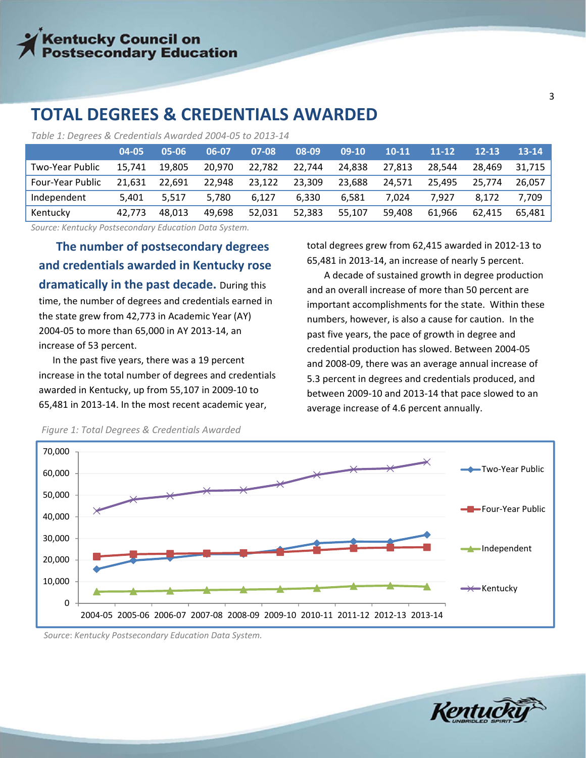# TOTAL DEGREES & CREDENTIALS AWARDED

*Table 1: Degrees & Credentials Awarded 2004-05 to 2013-14*

| | 04-05 | 05-06 | 06-07 | 07-08 | 08-09 | 09-10 | 10-11 | 11-12 | 12-13 | 13-14 |
|---|---|---|---|---|---|---|---|---|---|---|
| Two-Year Public | 15,741 | 19,805 | 20,970 | 22,782 | 22,744 | 24,838 | 27,813 | 28,544 | 28,469 | 31,715 |
| Four-Year Public | 21,631 | 22,691 | 22,948 | 23,122 | 23,309 | 23,688 | 24,571 | 25,495 | 25,774 | 26,057 |
| Independent | 5,401 | 5,517 | 5,780 | 6,127 | 6,330 | 6,581 | 7,024 | 7,927 | 8,172 | 7,709 |
| Kentucky | 42,773 | 48,013 | 49,698 | 52,031 | 52,383 | 55,107 | 59,408 | 61,966 | 62,415 | 65,481 |

*Source: Kentucky Postsecondary Education Data System.*

**The number of postsecondary degrees and credentials awarded in Kentucky rose dramatically in the past decade.** During this time, the number of degrees and credentials earned in the state grew from 42,773 in Academic Year (AY) 2004-05 to more than 65,000 in AY 2013-14, an increase of 53 percent.

In the past five years, there was a 19 percent increase in the total number of degrees and credentials awarded in Kentucky, up from 55,107 in 2009-10 to 65,481 in 2013-14. In the most recent academic year, total degrees grew from 62,415 awarded in 2012-13 to 65,481 in 2013-14, an increase of nearly 5 percent.

A decade of sustained growth in degree production and an overall increase of more than 50 percent are important accomplishments for the state. Within these numbers, however, is also a cause for caution. In the past five years, the pace of growth in degree and credential production has slowed. Between 2004-05 and 2008-09, there was an average annual increase of 5.3 percent in degrees and credentials produced, and between 2009-10 and 2013-14 that pace slowed to an average increase of 4.6 percent annually.

*Figure 1: Total Degrees & Credentials Awarded*

*Source: Kentucky Postsecondary Education Data System.*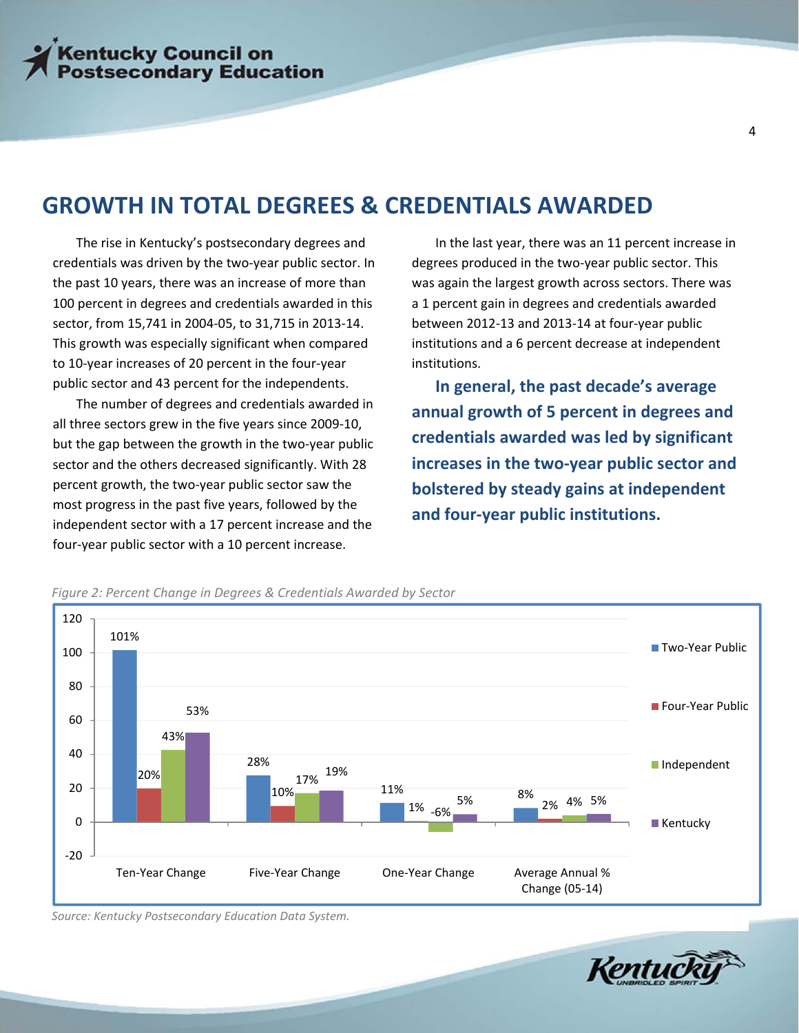# GROWTH IN TOTAL DEGREES & CREDENTIALS AWARDED

The rise in Kentucky's postsecondary degrees and credentials was driven by the two-year public sector. In the past 10 years, there was an increase of more than 100 percent in degrees and credentials awarded in this sector, from 15,741 in 2004-05, to 31,715 in 2013-14. This growth was especially significant when compared to 10-year increases of 20 percent in the four-year public sector and 43 percent for the independents.

The number of degrees and credentials awarded in all three sectors grew in the five years since 2009-10, but the gap between the growth in the two-year public sector and the others decreased significantly. With 28 percent growth, the two-year public sector saw the most progress in the past five years, followed by the independent sector with a 17 percent increase and the four-year public sector with a 10 percent increase.

In the last year, there was an 11 percent increase in degrees produced in the two-year public sector. This was again the largest growth across sectors. There was a 1 percent gain in degrees and credentials awarded between 2012-13 and 2013-14 at four-year public institutions and a 6 percent decrease at independent institutions.

**In general, the past decade's average annual growth of 5 percent in degrees and credentials awarded was led by significant increases in the two-year public sector and bolstered by steady gains at independent and four-year public institutions.**

*Figure 2: Percent Change in Degrees & Credentials Awarded by Sector*

| | Ten-Year Change | Five-Year Change | One-Year Change | Average Annual % Change (05-14) |
|---|---|---|---|---|
| Two-Year Public | 101% | 28% | 11% | 8% |
| Four-Year Public | 20% | 10% | 1% | 2% |
| Independent | 43% | 17% | -6% | 4% |
| Kentucky | 53% | 19% | 5% | 5% |

*Source: Kentucky Postsecondary Education Data System.*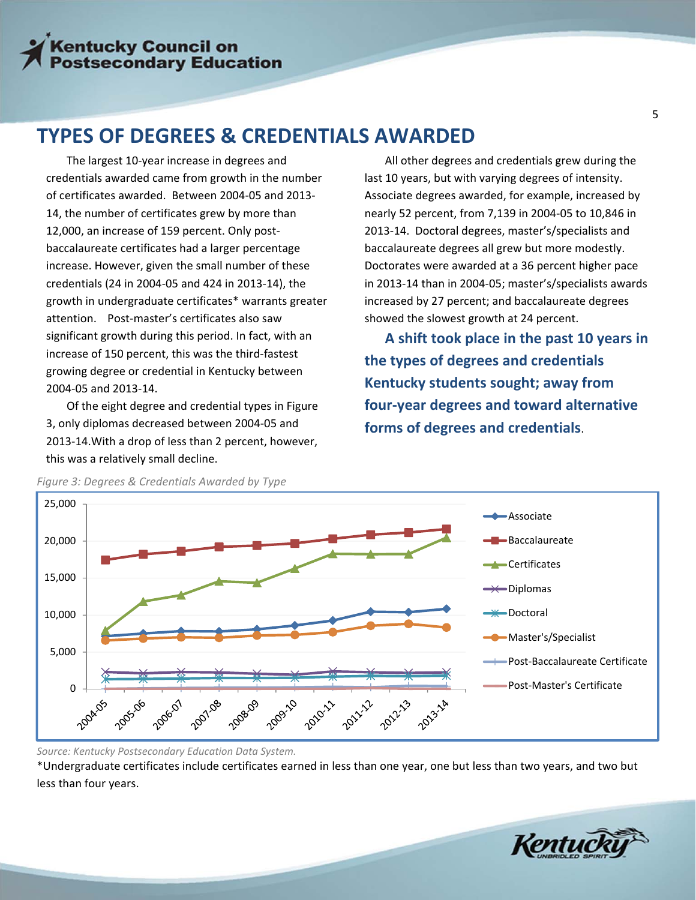## TYPES OF DEGREES & CREDENTIALS AWARDED

The largest 10-year increase in degrees and credentials awarded came from growth in the number of certificates awarded. Between 2004-05 and 2013-14, the number of certificates grew by more than 12,000, an increase of 159 percent. Only post-baccalaureate certificates had a larger percentage increase. However, given the small number of these credentials (24 in 2004-05 and 424 in 2013-14), the growth in undergraduate certificates* warrants greater attention. Post-master's certificates also saw significant growth during this period. In fact, with an increase of 150 percent, this was the third-fastest growing degree or credential in Kentucky between 2004-05 and 2013-14.

Of the eight degree and credential types in Figure 3, only diplomas decreased between 2004-05 and 2013-14.With a drop of less than 2 percent, however, this was a relatively small decline.

All other degrees and credentials grew during the last 10 years, but with varying degrees of intensity. Associate degrees awarded, for example, increased by nearly 52 percent, from 7,139 in 2004-05 to 10,846 in 2013-14. Doctoral degrees, master's/specialists and baccalaureate degrees all grew but more modestly. Doctorates were awarded at a 36 percent higher pace in 2013-14 than in 2004-05; master's/specialists awards increased by 27 percent; and baccalaureate degrees showed the slowest growth at 24 percent.

**A shift took place in the past 10 years in the types of degrees and credentials Kentucky students sought; away from four-year degrees and toward alternative forms of degrees and credentials**.

*Figure 3: Degrees & Credentials Awarded by Type*

*Source: Kentucky Postsecondary Education Data System.*

*Undergraduate certificates include certificates earned in less than one year, one but less than two years, and two but less than four years.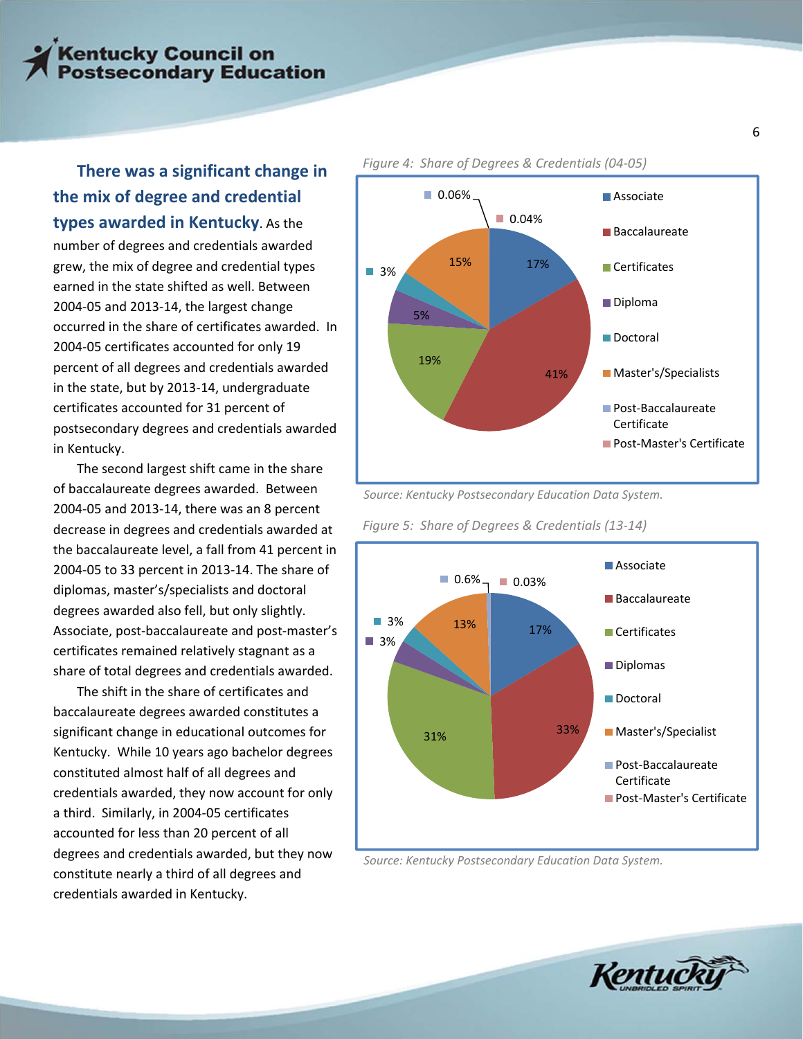**There was a significant change in the mix of degree and credential types awarded in Kentucky**. As the number of degrees and credentials awarded grew, the mix of degree and credential types earned in the state shifted as well. Between 2004-05 and 2013-14, the largest change occurred in the share of certificates awarded. In 2004-05 certificates accounted for only 19 percent of all degrees and credentials awarded in the state, but by 2013-14, undergraduate certificates accounted for 31 percent of postsecondary degrees and credentials awarded in Kentucky.

The second largest shift came in the share of baccalaureate degrees awarded. Between 2004-05 and 2013-14, there was an 8 percent decrease in degrees and credentials awarded at the baccalaureate level, a fall from 41 percent in 2004-05 to 33 percent in 2013-14. The share of diplomas, master's/specialists and doctoral degrees awarded also fell, but only slightly. Associate, post-baccalaureate and post-master's certificates remained relatively stagnant as a share of total degrees and credentials awarded.

The shift in the share of certificates and baccalaureate degrees awarded constitutes a significant change in educational outcomes for Kentucky. While 10 years ago bachelor degrees constituted almost half of all degrees and credentials awarded, they now account for only a third. Similarly, in 2004-05 certificates accounted for less than 20 percent of all degrees and credentials awarded, but they now constitute nearly a third of all degrees and credentials awarded in Kentucky.

*Figure 4: Share of Degrees & Credentials (04-05)*

| Type | Share |
|---|---|
| Associate | 17% |
| Baccalaureate | 41% |
| Certificates | 19% |
| Diploma | 5% |
| Doctoral | 3% |
| Master's/Specialists | 15% |
| Post-Baccalaureate Certificate | 0.06% |
| Post-Master's Certificate | 0.04% |

*Source: Kentucky Postsecondary Education Data System.*

*Figure 5: Share of Degrees & Credentials (13-14)*

| Type | Share |
|---|---|
| Associate | 17% |
| Baccalaureate | 33% |
| Certificates | 31% |
| Diplomas | 3% |
| Doctoral | 3% |
| Master's/Specialist | 13% |
| Post-Baccalaureate Certificate | 0.6% |
| Post-Master's Certificate | 0.03% |

*Source: Kentucky Postsecondary Education Data System.*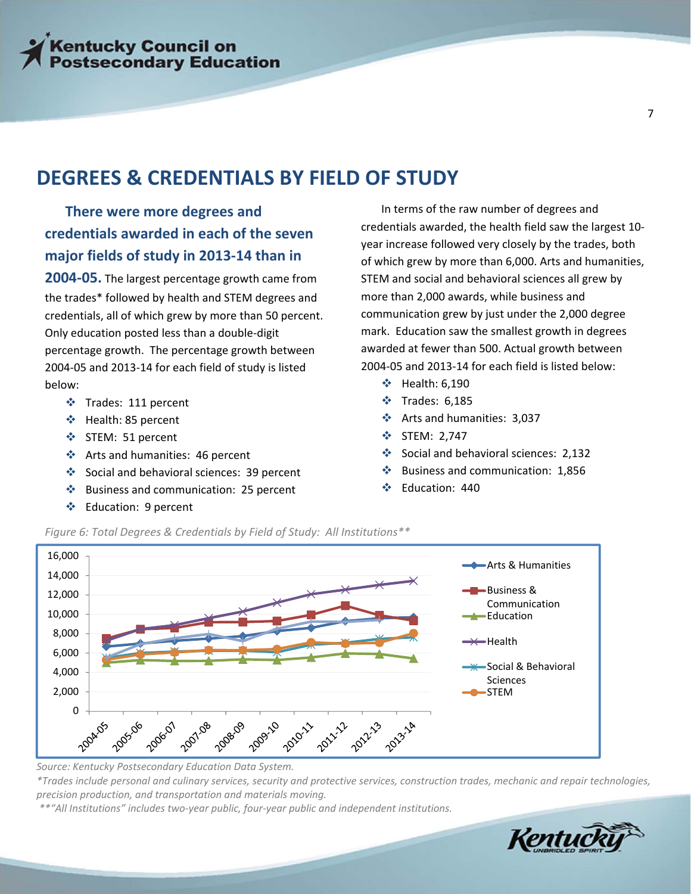## DEGREES & CREDENTIALS BY FIELD OF STUDY

**There were more degrees and credentials awarded in each of the seven major fields of study in 2013-14 than in 2004-05.** The largest percentage growth came from the trades* followed by health and STEM degrees and credentials, all of which grew by more than 50 percent. Only education posted less than a double-digit percentage growth. The percentage growth between 2004-05 and 2013-14 for each field of study is listed below:

- Trades: 111 percent
- Health: 85 percent
- STEM: 51 percent
- Arts and humanities: 46 percent
- Social and behavioral sciences: 39 percent
- Business and communication: 25 percent
- Education: 9 percent

In terms of the raw number of degrees and credentials awarded, the health field saw the largest 10-year increase followed very closely by the trades, both of which grew by more than 6,000. Arts and humanities, STEM and social and behavioral sciences all grew by more than 2,000 awards, while business and communication grew by just under the 2,000 degree mark. Education saw the smallest growth in degrees awarded at fewer than 500. Actual growth between 2004-05 and 2013-14 for each field is listed below:

- Health: 6,190
- Trades: 6,185
- Arts and humanities: 3,037
- STEM: 2,747
- Social and behavioral sciences: 2,132
- Business and communication: 1,856
- Education: 440

*Figure 6: Total Degrees & Credentials by Field of Study: All Institutions***

*Source: Kentucky Postsecondary Education Data System.*

**Trades include personal and culinary services, security and protective services, construction trades, mechanic and repair technologies, precision production, and transportation and materials moving.*

***"All Institutions" includes two-year public, four-year public and independent institutions.*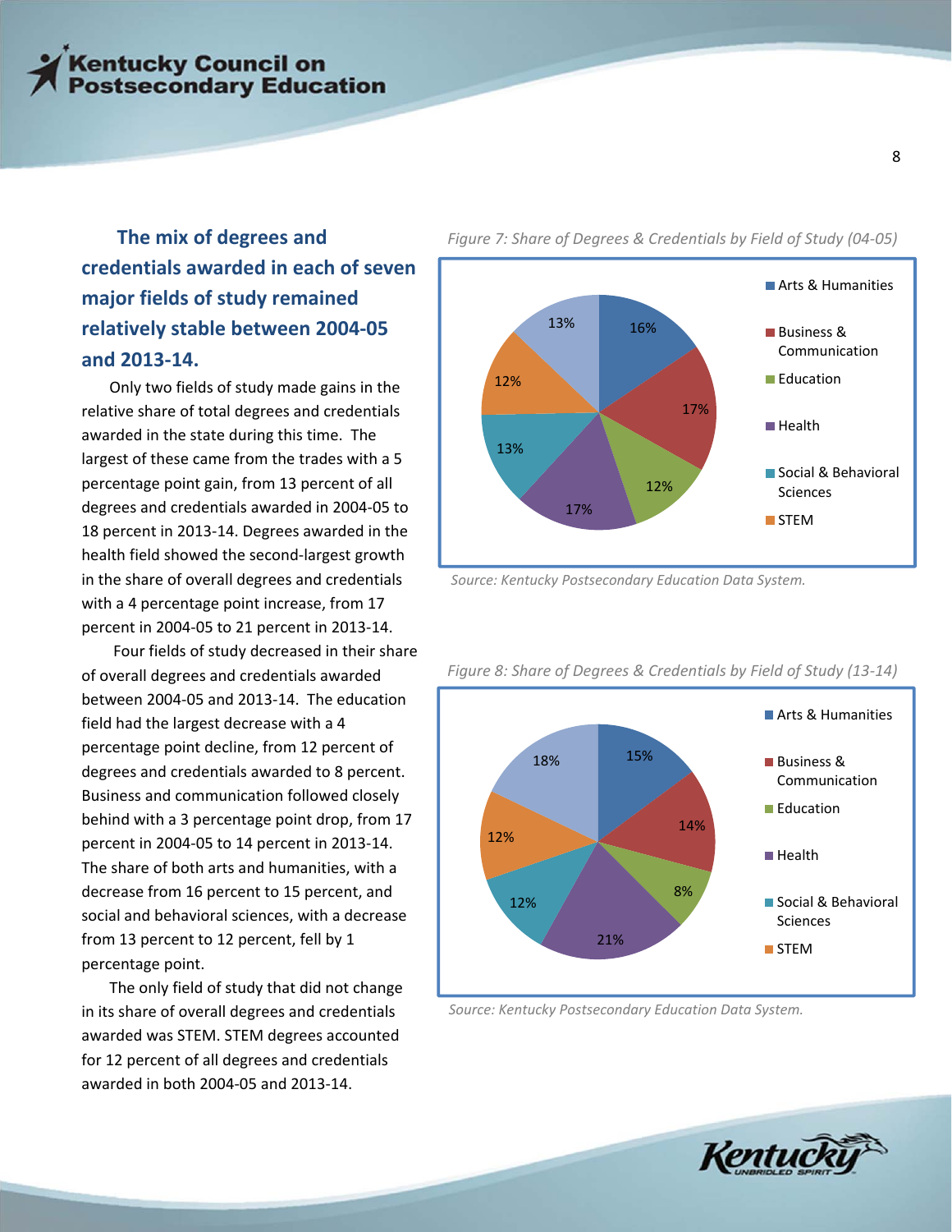## The mix of degrees and credentials awarded in each of seven major fields of study remained relatively stable between 2004-05 and 2013-14.

Only two fields of study made gains in the relative share of total degrees and credentials awarded in the state during this time. The largest of these came from the trades with a 5 percentage point gain, from 13 percent of all degrees and credentials awarded in 2004-05 to 18 percent in 2013-14. Degrees awarded in the health field showed the second-largest growth in the share of overall degrees and credentials with a 4 percentage point increase, from 17 percent in 2004-05 to 21 percent in 2013-14.

Four fields of study decreased in their share of overall degrees and credentials awarded between 2004-05 and 2013-14. The education field had the largest decrease with a 4 percentage point decline, from 12 percent of degrees and credentials awarded to 8 percent. Business and communication followed closely behind with a 3 percentage point drop, from 17 percent in 2004-05 to 14 percent in 2013-14. The share of both arts and humanities, with a decrease from 16 percent to 15 percent, and social and behavioral sciences, with a decrease from 13 percent to 12 percent, fell by 1 percentage point.

The only field of study that did not change in its share of overall degrees and credentials awarded was STEM. STEM degrees accounted for 12 percent of all degrees and credentials awarded in both 2004-05 and 2013-14.

*Figure 7: Share of Degrees & Credentials by Field of Study (04-05)*

| Field of Study | Share |
|---|---|
| Arts & Humanities | 16% |
| Business & Communication | 17% |
| Education | 12% |
| Health | 17% |
| Social & Behavioral Sciences | 13% |
| STEM | 12% |
| (unlabeled) | 13% |

*Source: Kentucky Postsecondary Education Data System.*

*Figure 8: Share of Degrees & Credentials by Field of Study (13-14)*

| Field of Study | Share |
|---|---|
| Arts & Humanities | 15% |
| Business & Communication | 14% |
| Education | 8% |
| Health | 21% |
| Social & Behavioral Sciences | 12% |
| STEM | 12% |
| (unlabeled) | 18% |

*Source: Kentucky Postsecondary Education Data System.*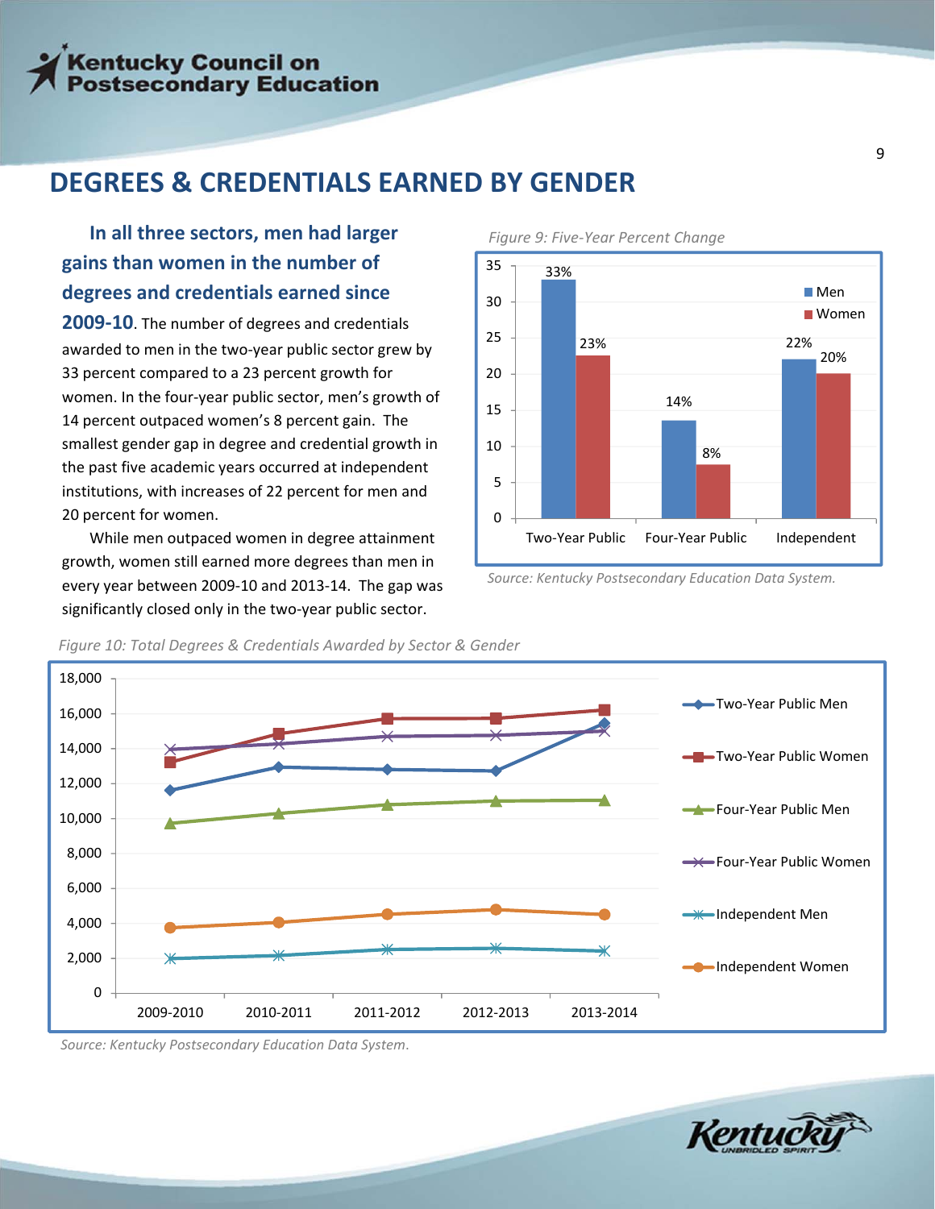# DEGREES & CREDENTIALS EARNED BY GENDER

**In all three sectors, men had larger gains than women in the number of degrees and credentials earned since 2009-10**. The number of degrees and credentials awarded to men in the two-year public sector grew by 33 percent compared to a 23 percent growth for women. In the four-year public sector, men's growth of 14 percent outpaced women's 8 percent gain. The smallest gender gap in degree and credential growth in the past five academic years occurred at independent institutions, with increases of 22 percent for men and 20 percent for women.

While men outpaced women in degree attainment growth, women still earned more degrees than men in every year between 2009-10 and 2013-14. The gap was significantly closed only in the two-year public sector.

*Figure 9: Five-Year Percent Change*

| | Men | Women |
|---|---|---|
| Two-Year Public | 33% | 23% |
| Four-Year Public | 14% | 8% |
| Independent | 22% | 20% |

*Source: Kentucky Postsecondary Education Data System.*

*Figure 10: Total Degrees & Credentials Awarded by Sector & Gender*

*Source: Kentucky Postsecondary Education Data System.*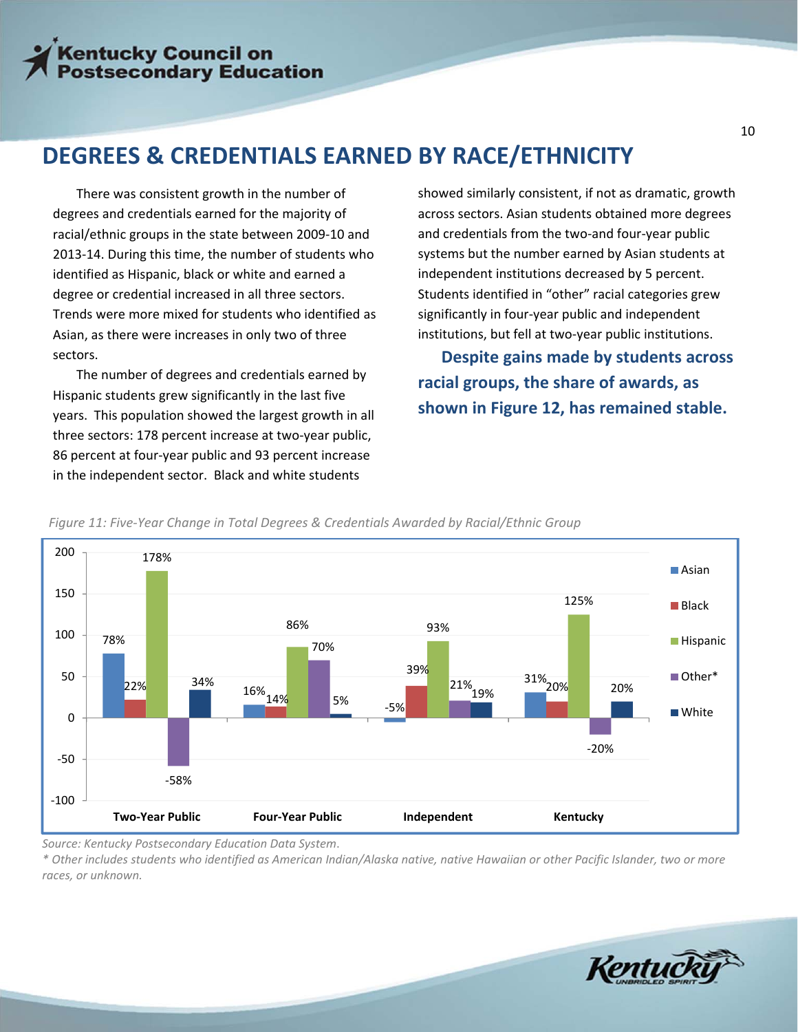## DEGREES & CREDENTIALS EARNED BY RACE/ETHNICITY

There was consistent growth in the number of degrees and credentials earned for the majority of racial/ethnic groups in the state between 2009-10 and 2013-14. During this time, the number of students who identified as Hispanic, black or white and earned a degree or credential increased in all three sectors. Trends were more mixed for students who identified as Asian, as there were increases in only two of three sectors.

The number of degrees and credentials earned by Hispanic students grew significantly in the last five years. This population showed the largest growth in all three sectors: 178 percent increase at two-year public, 86 percent at four-year public and 93 percent increase in the independent sector. Black and white students showed similarly consistent, if not as dramatic, growth across sectors. Asian students obtained more degrees and credentials from the two-and four-year public systems but the number earned by Asian students at independent institutions decreased by 5 percent. Students identified in "other" racial categories grew significantly in four-year public and independent institutions, but fell at two-year public institutions.

**Despite gains made by students across racial groups, the share of awards, as shown in Figure 12, has remained stable.**

*Figure 11: Five-Year Change in Total Degrees & Credentials Awarded by Racial/Ethnic Group*

| | Asian | Black | Hispanic | Other* | White |
|---|---|---|---|---|---|
| Two-Year Public | 78% | 22% | 178% | -58% | 34% |
| Four-Year Public | 16% | 14% | 86% | 70% | 5% |
| Independent | -5% | 39% | 93% | 21% | 19% |
| Kentucky | 31% | 20% | 125% | -20% | 20% |

*Source: Kentucky Postsecondary Education Data System.*

*\* Other includes students who identified as American Indian/Alaska native, native Hawaiian or other Pacific Islander, two or more races, or unknown.*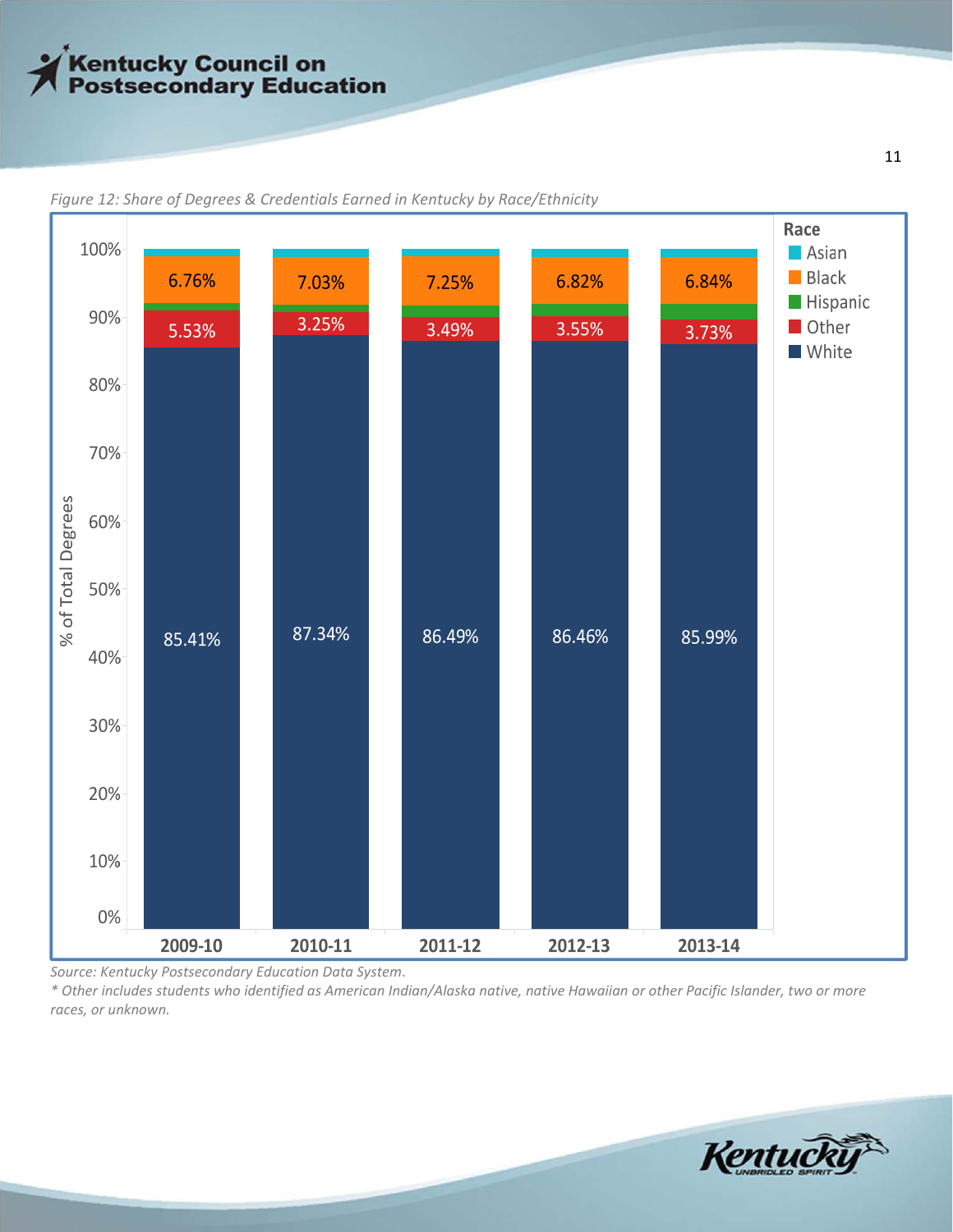*Figure 12: Share of Degrees & Credentials Earned in Kentucky by Race/Ethnicity*

| Race | 2009-10 | 2010-11 | 2011-12 | 2012-13 | 2013-14 |
|---|---|---|---|---|---|
| Black | 6.76% | 7.03% | 7.25% | 6.82% | 6.84% |
| Other | 5.53% | 3.25% | 3.49% | 3.55% | 3.73% |
| White | 85.41% | 87.34% | 86.49% | 86.46% | 85.99% |

*Source: Kentucky Postsecondary Education Data System.*

*\* Other includes students who identified as American Indian/Alaska native, native Hawaiian or other Pacific Islander, two or more races, or unknown.*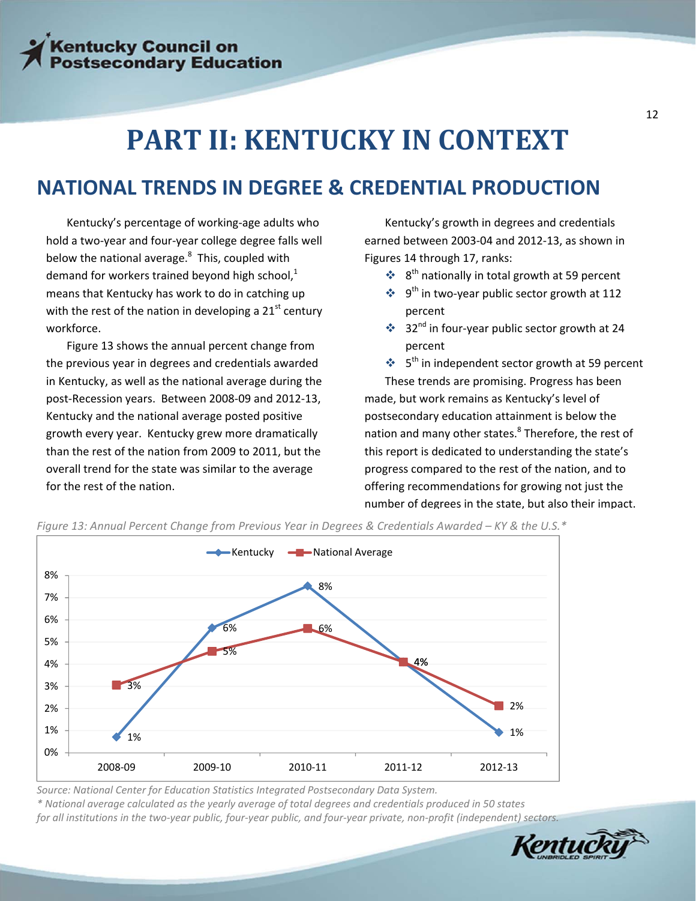# PART II: KENTUCKY IN CONTEXT

## NATIONAL TRENDS IN DEGREE & CREDENTIAL PRODUCTION

Kentucky's percentage of working-age adults who hold a two-year and four-year college degree falls well below the national average.[8] This, coupled with demand for workers trained beyond high school,[1] means that Kentucky has work to do in catching up with the rest of the nation in developing a 21st century workforce.

Figure 13 shows the annual percent change from the previous year in degrees and credentials awarded in Kentucky, as well as the national average during the post-Recession years. Between 2008-09 and 2012-13, Kentucky and the national average posted positive growth every year. Kentucky grew more dramatically than the rest of the nation from 2009 to 2011, but the overall trend for the state was similar to the average for the rest of the nation.

Kentucky's growth in degrees and credentials earned between 2003-04 and 2012-13, as shown in Figures 14 through 17, ranks:

- 8th nationally in total growth at 59 percent
- 9th in two-year public sector growth at 112 percent
- 32nd in four-year public sector growth at 24 percent
- 5th in independent sector growth at 59 percent

These trends are promising. Progress has been made, but work remains as Kentucky's level of postsecondary education attainment is below the nation and many other states.[8] Therefore, the rest of this report is dedicated to understanding the state's progress compared to the rest of the nation, and to offering recommendations for growing not just the number of degrees in the state, but also their impact.

*Figure 13: Annual Percent Change from Previous Year in Degrees & Credentials Awarded – KY & the U.S.\**

| Year | Kentucky | National Average |
|---|---|---|
| 2008-09 | 1% | 3% |
| 2009-10 | 6% | 5% |
| 2010-11 | 8% | 6% |
| 2011-12 | 4% | 4% |
| 2012-13 | 1% | 2% |

*Source: National Center for Education Statistics Integrated Postsecondary Data System.*
*\* National average calculated as the yearly average of total degrees and credentials produced in 50 states for all institutions in the two-year public, four-year public, and four-year private, non-profit (independent) sectors.*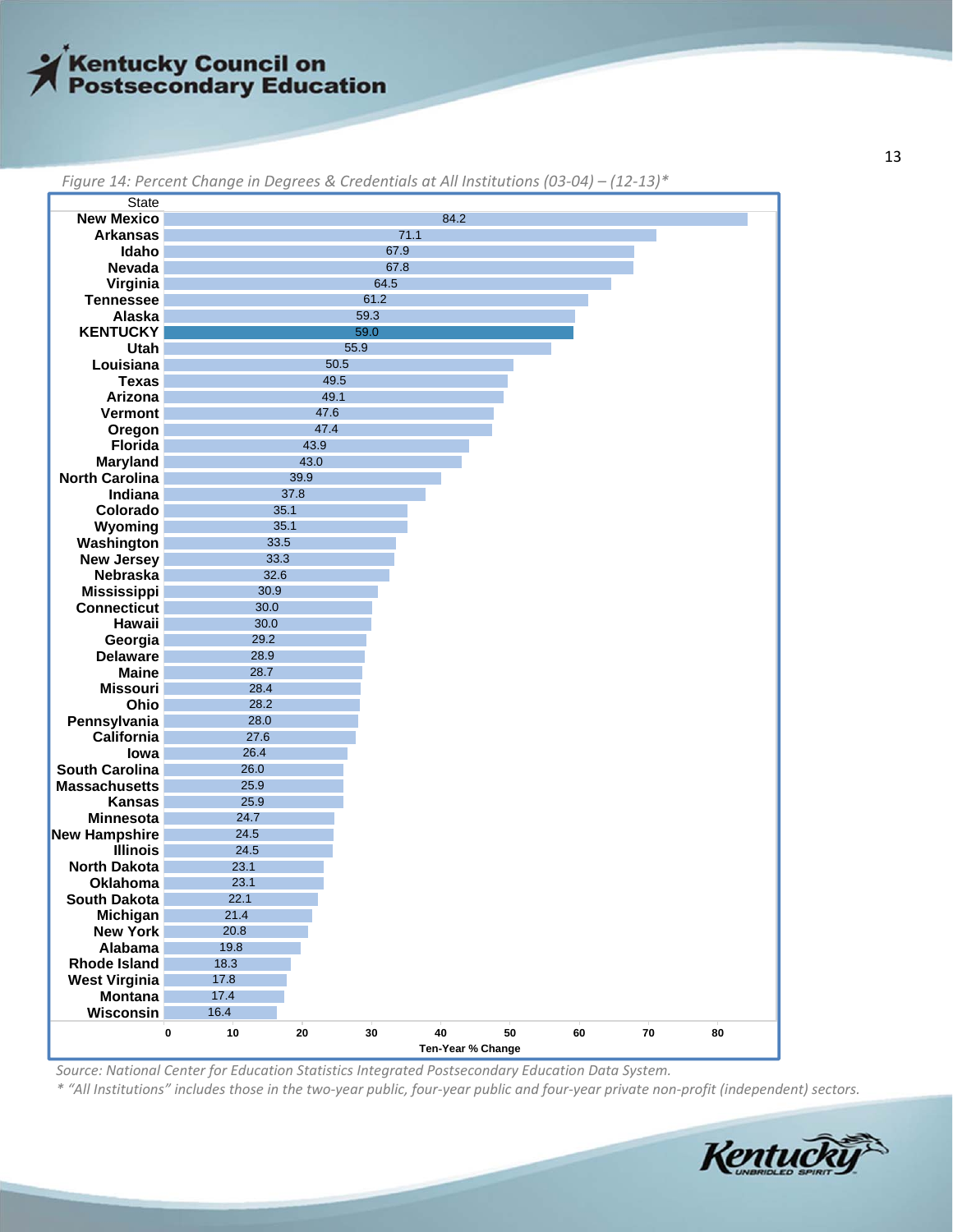*Figure 14: Percent Change in Degrees & Credentials at All Institutions (03-04) – (12-13)**

| State | Ten-Year % Change |
|---|---|
| New Mexico | 84.2 |
| Arkansas | 71.1 |
| Idaho | 67.9 |
| Nevada | 67.8 |
| Virginia | 64.5 |
| Tennessee | 61.2 |
| Alaska | 59.3 |
| **KENTUCKY** | **59.0** |
| Utah | 55.9 |
| Louisiana | 50.5 |
| Texas | 49.5 |
| Arizona | 49.1 |
| Vermont | 47.6 |
| Oregon | 47.4 |
| Florida | 43.9 |
| Maryland | 43.0 |
| North Carolina | 39.9 |
| Indiana | 37.8 |
| Colorado | 35.1 |
| Wyoming | 35.1 |
| Washington | 33.5 |
| New Jersey | 33.3 |
| Nebraska | 32.6 |
| Mississippi | 30.9 |
| Connecticut | 30.0 |
| Hawaii | 30.0 |
| Georgia | 29.2 |
| Delaware | 28.9 |
| Maine | 28.7 |
| Missouri | 28.4 |
| Ohio | 28.2 |
| Pennsylvania | 28.0 |
| California | 27.6 |
| Iowa | 26.4 |
| South Carolina | 26.0 |
| Massachusetts | 25.9 |
| Kansas | 25.9 |
| Minnesota | 24.7 |
| New Hampshire | 24.5 |
| Illinois | 24.5 |
| North Dakota | 23.1 |
| Oklahoma | 23.1 |
| South Dakota | 22.1 |
| Michigan | 21.4 |
| New York | 20.8 |
| Alabama | 19.8 |
| Rhode Island | 18.3 |
| West Virginia | 17.8 |
| Montana | 17.4 |
| Wisconsin | 16.4 |

*Source: National Center for Education Statistics Integrated Postsecondary Education Data System.*

*\* "All Institutions" includes those in the two-year public, four-year public and four-year private non-profit (independent) sectors.*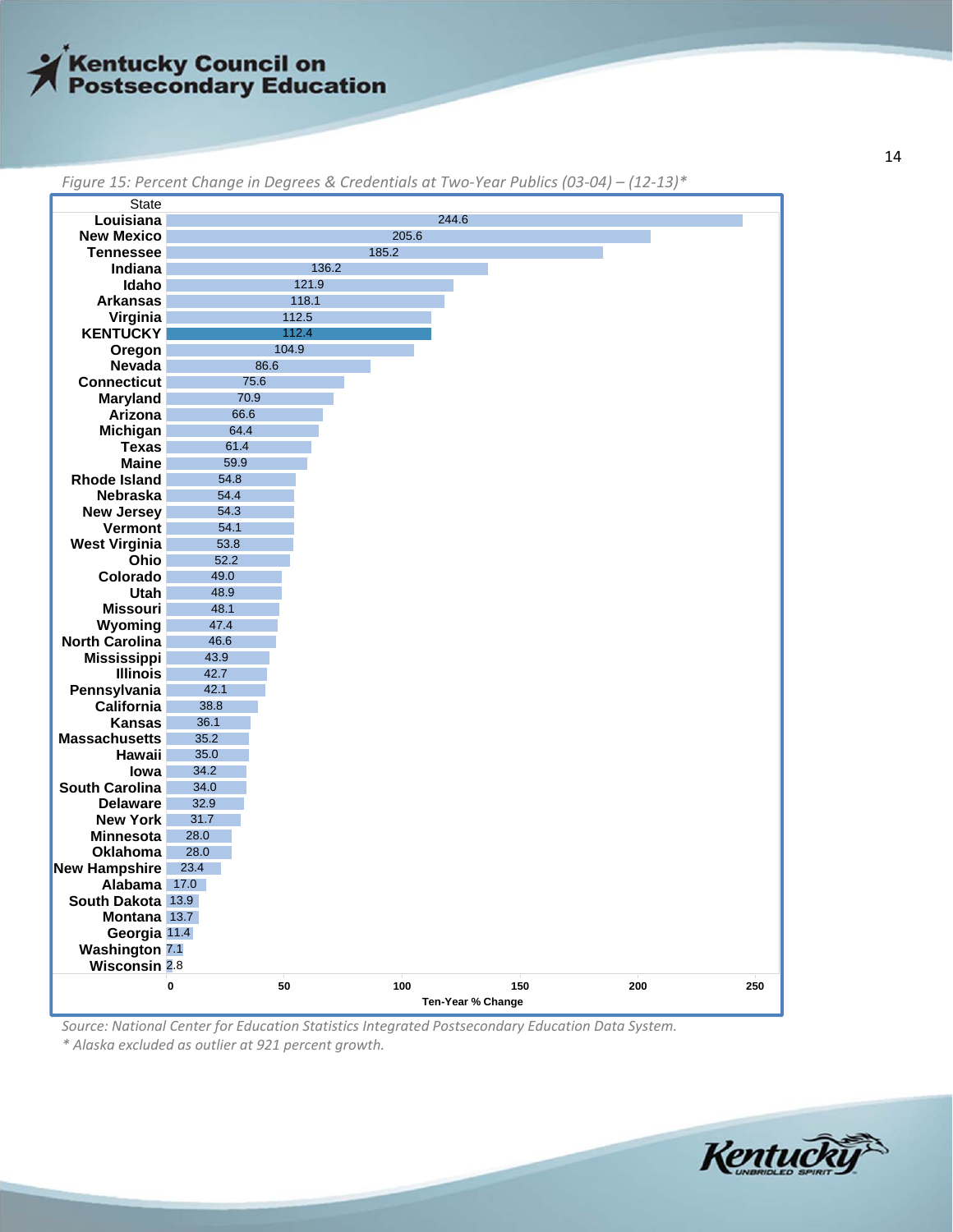*Figure 15: Percent Change in Degrees & Credentials at Two-Year Publics (03-04) – (12-13)**

| State | Ten-Year % Change |
|---|---|
| Louisiana | 244.6 |
| New Mexico | 205.6 |
| Tennessee | 185.2 |
| Indiana | 136.2 |
| Idaho | 121.9 |
| Arkansas | 118.1 |
| Virginia | 112.5 |
| KENTUCKY | 112.4 |
| Oregon | 104.9 |
| Nevada | 86.6 |
| Connecticut | 75.6 |
| Maryland | 70.9 |
| Arizona | 66.6 |
| Michigan | 64.4 |
| Texas | 61.4 |
| Maine | 59.9 |
| Rhode Island | 54.8 |
| Nebraska | 54.4 |
| New Jersey | 54.3 |
| Vermont | 54.1 |
| West Virginia | 53.8 |
| Ohio | 52.2 |
| Colorado | 49.0 |
| Utah | 48.9 |
| Missouri | 48.1 |
| Wyoming | 47.4 |
| North Carolina | 46.6 |
| Mississippi | 43.9 |
| Illinois | 42.7 |
| Pennsylvania | 42.1 |
| California | 38.8 |
| Kansas | 36.1 |
| Massachusetts | 35.2 |
| Hawaii | 35.0 |
| Iowa | 34.2 |
| South Carolina | 34.0 |
| Delaware | 32.9 |
| New York | 31.7 |
| Minnesota | 28.0 |
| Oklahoma | 28.0 |
| New Hampshire | 23.4 |
| Alabama | 17.0 |
| South Dakota | 13.9 |
| Montana | 13.7 |
| Georgia | 11.4 |
| Washington | 7.1 |
| Wisconsin | 2.8 |

*Source: National Center for Education Statistics Integrated Postsecondary Education Data System.*

** Alaska excluded as outlier at 921 percent growth.*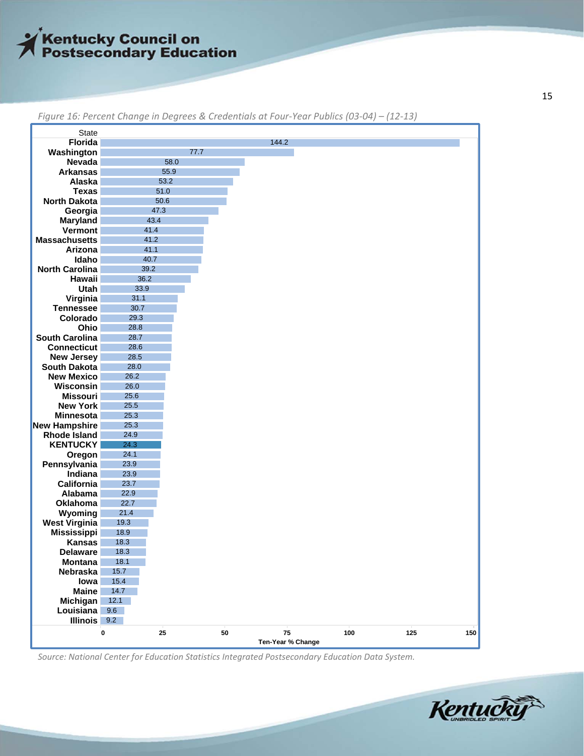*Figure 16: Percent Change in Degrees & Credentials at Four-Year Publics (03-04) – (12-13)*

| State | Ten-Year % Change |
|---|---|
| Florida | 144.2 |
| Washington | 77.7 |
| Nevada | 58.0 |
| Arkansas | 55.9 |
| Alaska | 53.2 |
| Texas | 51.0 |
| North Dakota | 50.6 |
| Georgia | 47.3 |
| Maryland | 43.4 |
| Vermont | 41.4 |
| Massachusetts | 41.2 |
| Arizona | 41.1 |
| Idaho | 40.7 |
| North Carolina | 39.2 |
| Hawaii | 36.2 |
| Utah | 33.9 |
| Virginia | 31.1 |
| Tennessee | 30.7 |
| Colorado | 29.3 |
| Ohio | 28.8 |
| South Carolina | 28.7 |
| Connecticut | 28.6 |
| New Jersey | 28.5 |
| South Dakota | 28.0 |
| New Mexico | 26.2 |
| Wisconsin | 26.0 |
| Missouri | 25.6 |
| New York | 25.5 |
| Minnesota | 25.3 |
| New Hampshire | 25.3 |
| Rhode Island | 24.9 |
| KENTUCKY | 24.3 |
| Oregon | 24.1 |
| Pennsylvania | 23.9 |
| Indiana | 23.9 |
| California | 23.7 |
| Alabama | 22.9 |
| Oklahoma | 22.7 |
| Wyoming | 21.4 |
| West Virginia | 19.3 |
| Mississippi | 18.9 |
| Kansas | 18.3 |
| Delaware | 18.3 |
| Montana | 18.1 |
| Nebraska | 15.7 |
| Iowa | 15.4 |
| Maine | 14.7 |
| Michigan | 12.1 |
| Louisiana | 9.6 |
| Illinois | 9.2 |

*Source: National Center for Education Statistics Integrated Postsecondary Education Data System.*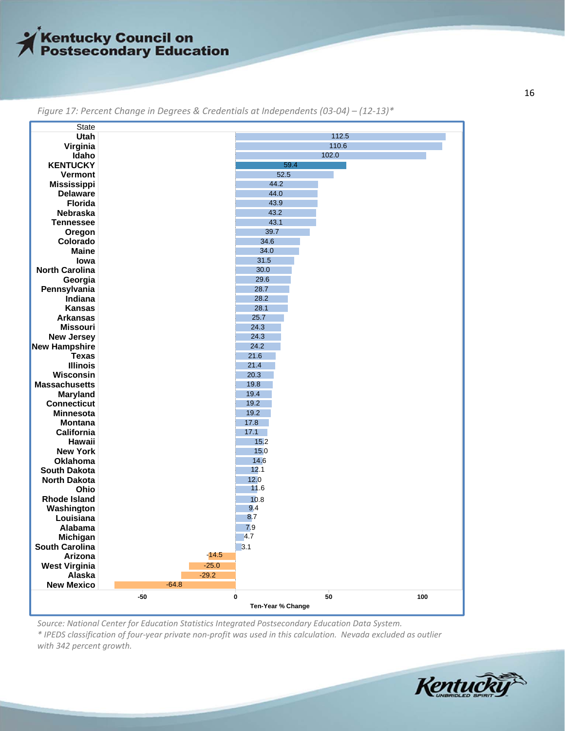*Figure 17: Percent Change in Degrees & Credentials at Independents (03-04) – (12-13)**

| State | Ten-Year % Change |
|---|---|
| Utah | 112.5 |
| Virginia | 110.6 |
| Idaho | 102.0 |
| KENTUCKY | 59.4 |
| Vermont | 52.5 |
| Mississippi | 44.2 |
| Delaware | 44.0 |
| Florida | 43.9 |
| Nebraska | 43.2 |
| Tennessee | 43.1 |
| Oregon | 39.7 |
| Colorado | 34.6 |
| Maine | 34.0 |
| Iowa | 31.5 |
| North Carolina | 30.0 |
| Georgia | 29.6 |
| Pennsylvania | 28.7 |
| Indiana | 28.2 |
| Kansas | 28.1 |
| Arkansas | 25.7 |
| Missouri | 24.3 |
| New Jersey | 24.3 |
| New Hampshire | 24.2 |
| Texas | 21.6 |
| Illinois | 21.4 |
| Wisconsin | 20.3 |
| Massachusetts | 19.8 |
| Maryland | 19.4 |
| Connecticut | 19.2 |
| Minnesota | 19.2 |
| Montana | 17.8 |
| California | 17.1 |
| Hawaii | 15.2 |
| New York | 15.0 |
| Oklahoma | 14.6 |
| South Dakota | 12.1 |
| North Dakota | 12.0 |
| Ohio | 11.6 |
| Rhode Island | 10.8 |
| Washington | 9.4 |
| Louisiana | 8.7 |
| Alabama | 7.9 |
| Michigan | 4.7 |
| South Carolina | 3.1 |
| Arizona | -14.5 |
| West Virginia | -25.0 |
| Alaska | -29.2 |
| New Mexico | -64.8 |

*Source: National Center for Education Statistics Integrated Postsecondary Education Data System.*
*\* IPEDS classification of four-year private non-profit was used in this calculation. Nevada excluded as outlier with 342 percent growth.*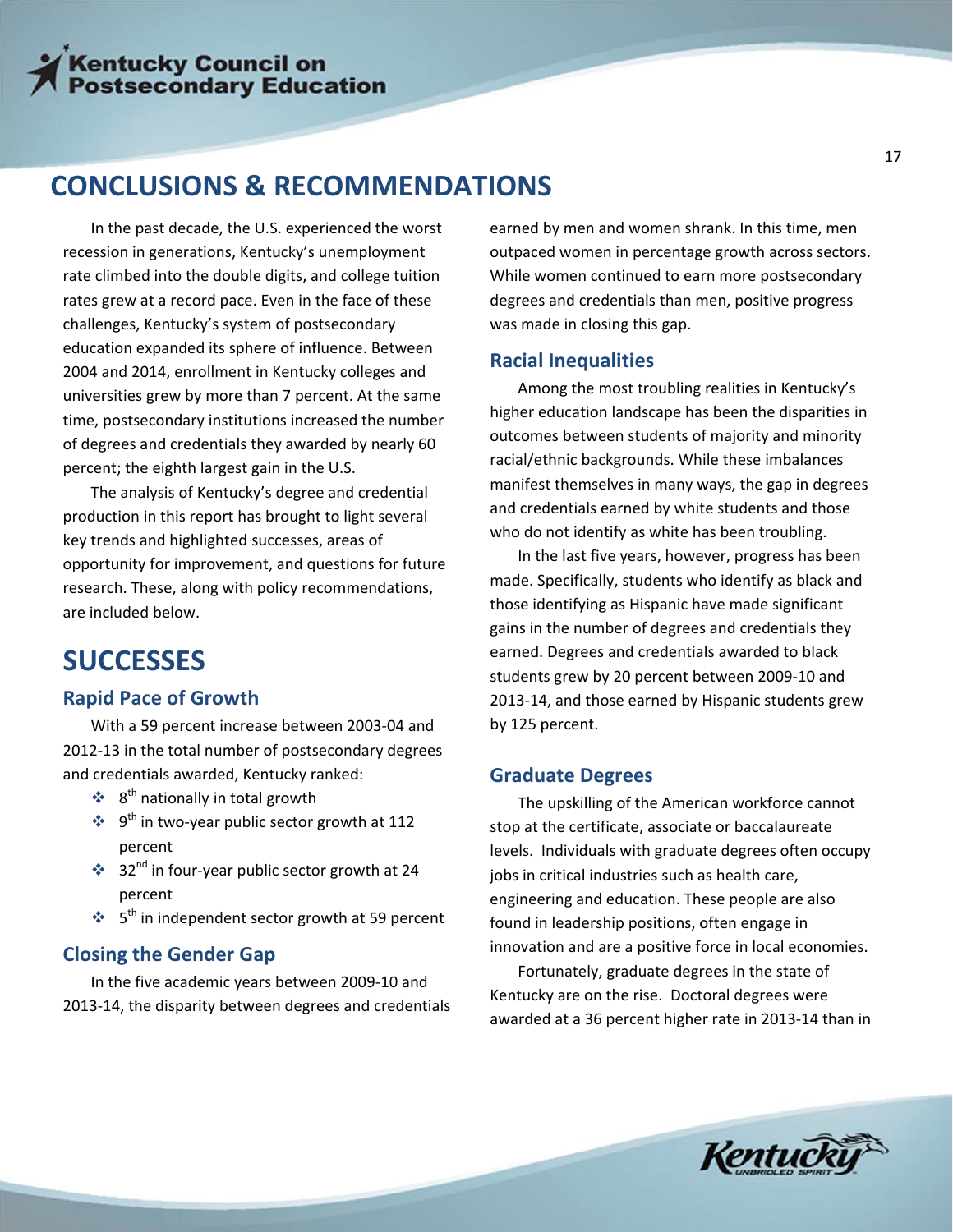# CONCLUSIONS & RECOMMENDATIONS

In the past decade, the U.S. experienced the worst recession in generations, Kentucky's unemployment rate climbed into the double digits, and college tuition rates grew at a record pace. Even in the face of these challenges, Kentucky's system of postsecondary education expanded its sphere of influence. Between 2004 and 2014, enrollment in Kentucky colleges and universities grew by more than 7 percent. At the same time, postsecondary institutions increased the number of degrees and credentials they awarded by nearly 60 percent; the eighth largest gain in the U.S.

The analysis of Kentucky's degree and credential production in this report has brought to light several key trends and highlighted successes, areas of opportunity for improvement, and questions for future research. These, along with policy recommendations, are included below.

# SUCCESSES

## Rapid Pace of Growth

With a 59 percent increase between 2003-04 and 2012-13 in the total number of postsecondary degrees and credentials awarded, Kentucky ranked:

- 8th nationally in total growth
- 9th in two-year public sector growth at 112 percent
- 32nd in four-year public sector growth at 24 percent
- 5th in independent sector growth at 59 percent

## Closing the Gender Gap

In the five academic years between 2009-10 and 2013-14, the disparity between degrees and credentials earned by men and women shrank. In this time, men outpaced women in percentage growth across sectors. While women continued to earn more postsecondary degrees and credentials than men, positive progress was made in closing this gap.

## Racial Inequalities

Among the most troubling realities in Kentucky's higher education landscape has been the disparities in outcomes between students of majority and minority racial/ethnic backgrounds. While these imbalances manifest themselves in many ways, the gap in degrees and credentials earned by white students and those who do not identify as white has been troubling.

In the last five years, however, progress has been made. Specifically, students who identify as black and those identifying as Hispanic have made significant gains in the number of degrees and credentials they earned. Degrees and credentials awarded to black students grew by 20 percent between 2009-10 and 2013-14, and those earned by Hispanic students grew by 125 percent.

## Graduate Degrees

The upskilling of the American workforce cannot stop at the certificate, associate or baccalaureate levels. Individuals with graduate degrees often occupy jobs in critical industries such as health care, engineering and education. These people are also found in leadership positions, often engage in innovation and are a positive force in local economies.

Fortunately, graduate degrees in the state of Kentucky are on the rise. Doctoral degrees were awarded at a 36 percent higher rate in 2013-14 than in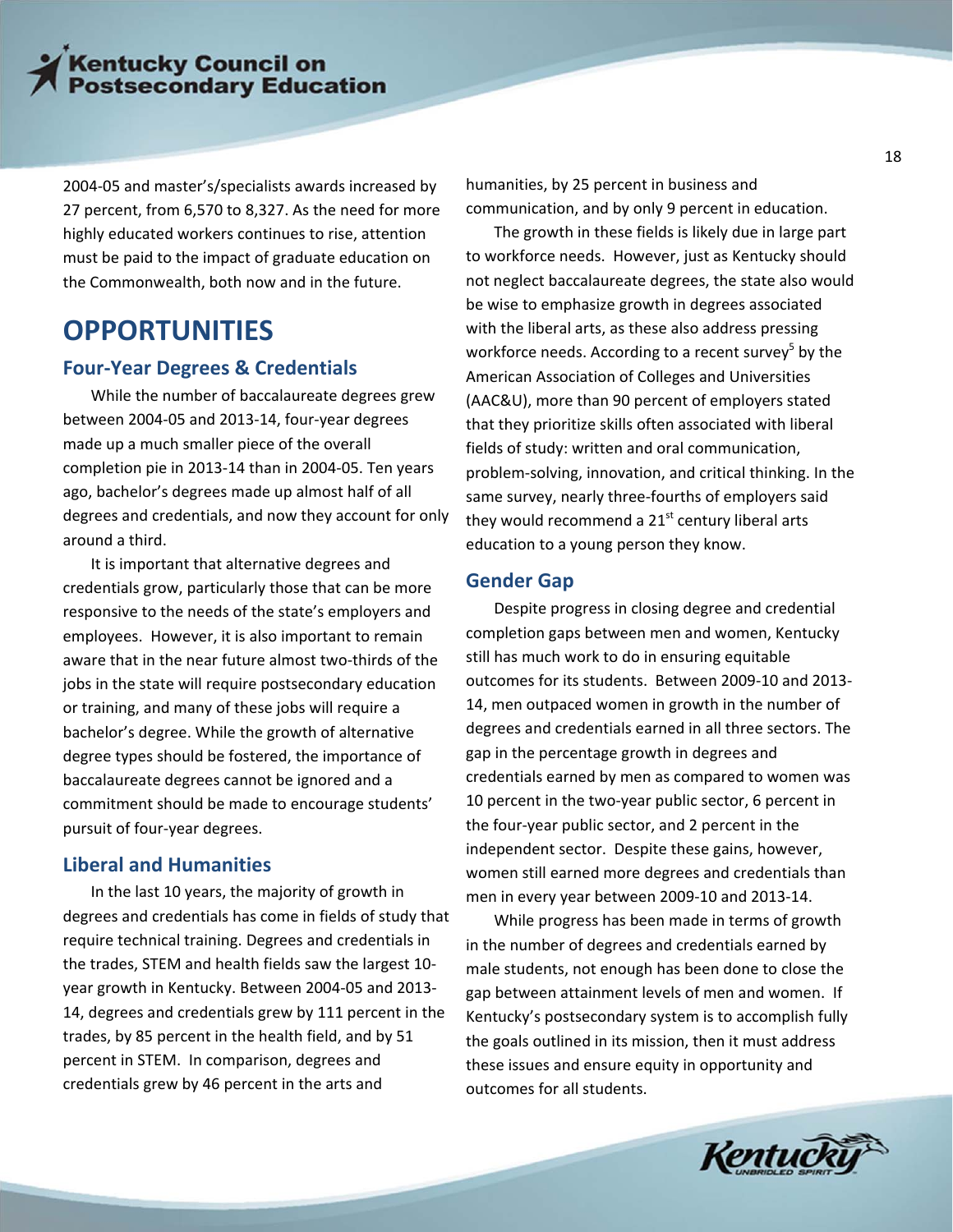2004-05 and master's/specialists awards increased by 27 percent, from 6,570 to 8,327. As the need for more highly educated workers continues to rise, attention must be paid to the impact of graduate education on the Commonwealth, both now and in the future.

# OPPORTUNITIES

## Four-Year Degrees & Credentials

While the number of baccalaureate degrees grew between 2004-05 and 2013-14, four-year degrees made up a much smaller piece of the overall completion pie in 2013-14 than in 2004-05. Ten years ago, bachelor's degrees made up almost half of all degrees and credentials, and now they account for only around a third.

It is important that alternative degrees and credentials grow, particularly those that can be more responsive to the needs of the state's employers and employees. However, it is also important to remain aware that in the near future almost two-thirds of the jobs in the state will require postsecondary education or training, and many of these jobs will require a bachelor's degree. While the growth of alternative degree types should be fostered, the importance of baccalaureate degrees cannot be ignored and a commitment should be made to encourage students' pursuit of four-year degrees.

## Liberal and Humanities

In the last 10 years, the majority of growth in degrees and credentials has come in fields of study that require technical training. Degrees and credentials in the trades, STEM and health fields saw the largest 10-year growth in Kentucky. Between 2004-05 and 2013-14, degrees and credentials grew by 111 percent in the trades, by 85 percent in the health field, and by 51 percent in STEM. In comparison, degrees and credentials grew by 46 percent in the arts and humanities, by 25 percent in business and communication, and by only 9 percent in education.

The growth in these fields is likely due in large part to workforce needs. However, just as Kentucky should not neglect baccalaureate degrees, the state also would be wise to emphasize growth in degrees associated with the liberal arts, as these also address pressing workforce needs. According to a recent survey[5] by the American Association of Colleges and Universities (AAC&U), more than 90 percent of employers stated that they prioritize skills often associated with liberal fields of study: written and oral communication, problem-solving, innovation, and critical thinking. In the same survey, nearly three-fourths of employers said they would recommend a 21st century liberal arts education to a young person they know.

## Gender Gap

Despite progress in closing degree and credential completion gaps between men and women, Kentucky still has much work to do in ensuring equitable outcomes for its students. Between 2009-10 and 2013-14, men outpaced women in growth in the number of degrees and credentials earned in all three sectors. The gap in the percentage growth in degrees and credentials earned by men as compared to women was 10 percent in the two-year public sector, 6 percent in the four-year public sector, and 2 percent in the independent sector. Despite these gains, however, women still earned more degrees and credentials than men in every year between 2009-10 and 2013-14.

While progress has been made in terms of growth in the number of degrees and credentials earned by male students, not enough has been done to close the gap between attainment levels of men and women. If Kentucky's postsecondary system is to accomplish fully the goals outlined in its mission, then it must address these issues and ensure equity in opportunity and outcomes for all students.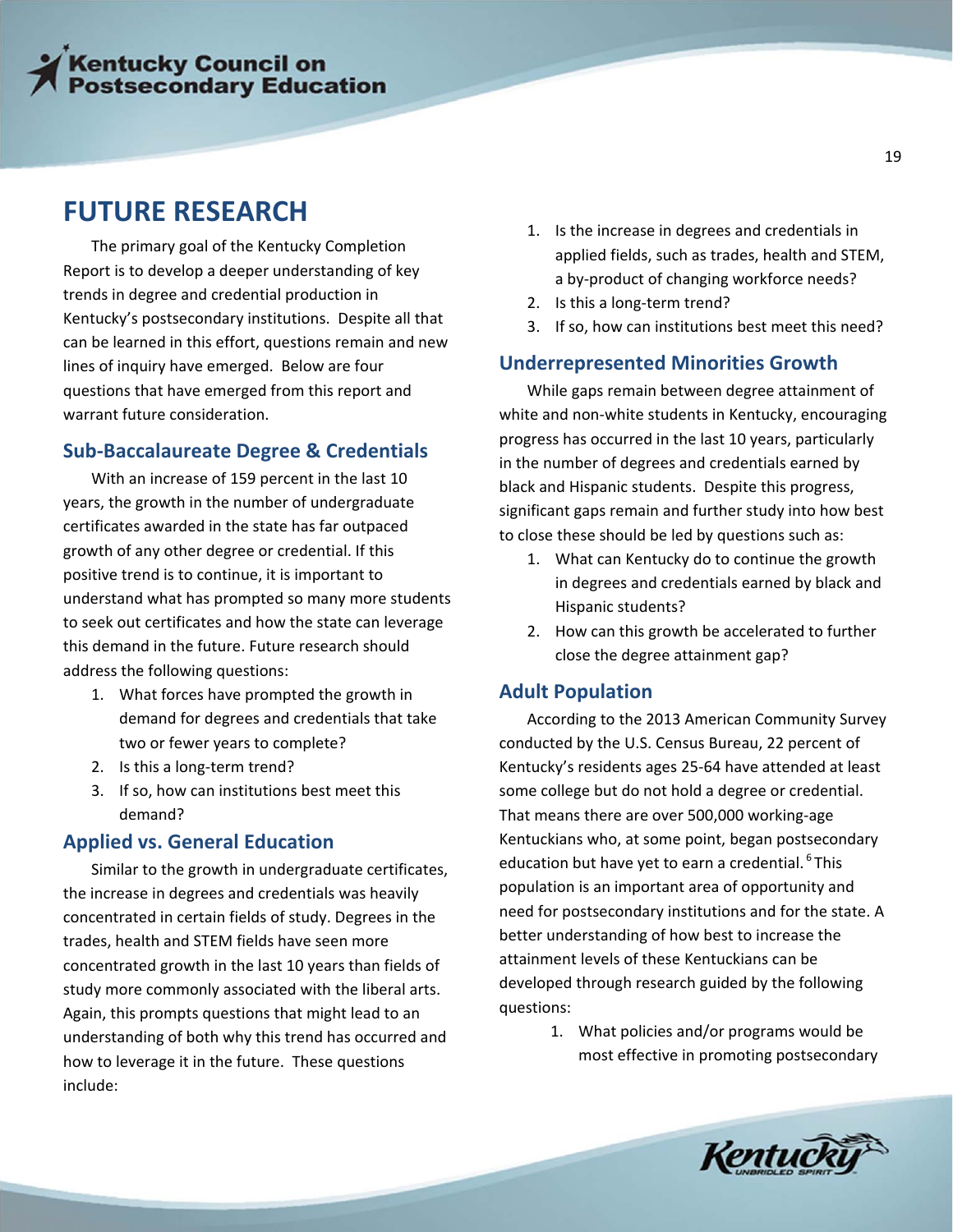# FUTURE RESEARCH

The primary goal of the Kentucky Completion Report is to develop a deeper understanding of key trends in degree and credential production in Kentucky's postsecondary institutions. Despite all that can be learned in this effort, questions remain and new lines of inquiry have emerged. Below are four questions that have emerged from this report and warrant future consideration.

## Sub-Baccalaureate Degree & Credentials

With an increase of 159 percent in the last 10 years, the growth in the number of undergraduate certificates awarded in the state has far outpaced growth of any other degree or credential. If this positive trend is to continue, it is important to understand what has prompted so many more students to seek out certificates and how the state can leverage this demand in the future. Future research should address the following questions:

1. What forces have prompted the growth in demand for degrees and credentials that take two or fewer years to complete?
2. Is this a long-term trend?
3. If so, how can institutions best meet this demand?

## Applied vs. General Education

Similar to the growth in undergraduate certificates, the increase in degrees and credentials was heavily concentrated in certain fields of study. Degrees in the trades, health and STEM fields have seen more concentrated growth in the last 10 years than fields of study more commonly associated with the liberal arts. Again, this prompts questions that might lead to an understanding of both why this trend has occurred and how to leverage it in the future. These questions include:

1. Is the increase in degrees and credentials in applied fields, such as trades, health and STEM, a by-product of changing workforce needs?
2. Is this a long-term trend?
3. If so, how can institutions best meet this need?

## Underrepresented Minorities Growth

While gaps remain between degree attainment of white and non-white students in Kentucky, encouraging progress has occurred in the last 10 years, particularly in the number of degrees and credentials earned by black and Hispanic students. Despite this progress, significant gaps remain and further study into how best to close these should be led by questions such as:

1. What can Kentucky do to continue the growth in degrees and credentials earned by black and Hispanic students?
2. How can this growth be accelerated to further close the degree attainment gap?

## Adult Population

According to the 2013 American Community Survey conducted by the U.S. Census Bureau, 22 percent of Kentucky's residents ages 25-64 have attended at least some college but do not hold a degree or credential. That means there are over 500,000 working-age Kentuckians who, at some point, began postsecondary education but have yet to earn a credential.[6] This population is an important area of opportunity and need for postsecondary institutions and for the state. A better understanding of how best to increase the attainment levels of these Kentuckians can be developed through research guided by the following questions:

1. What policies and/or programs would be most effective in promoting postsecondary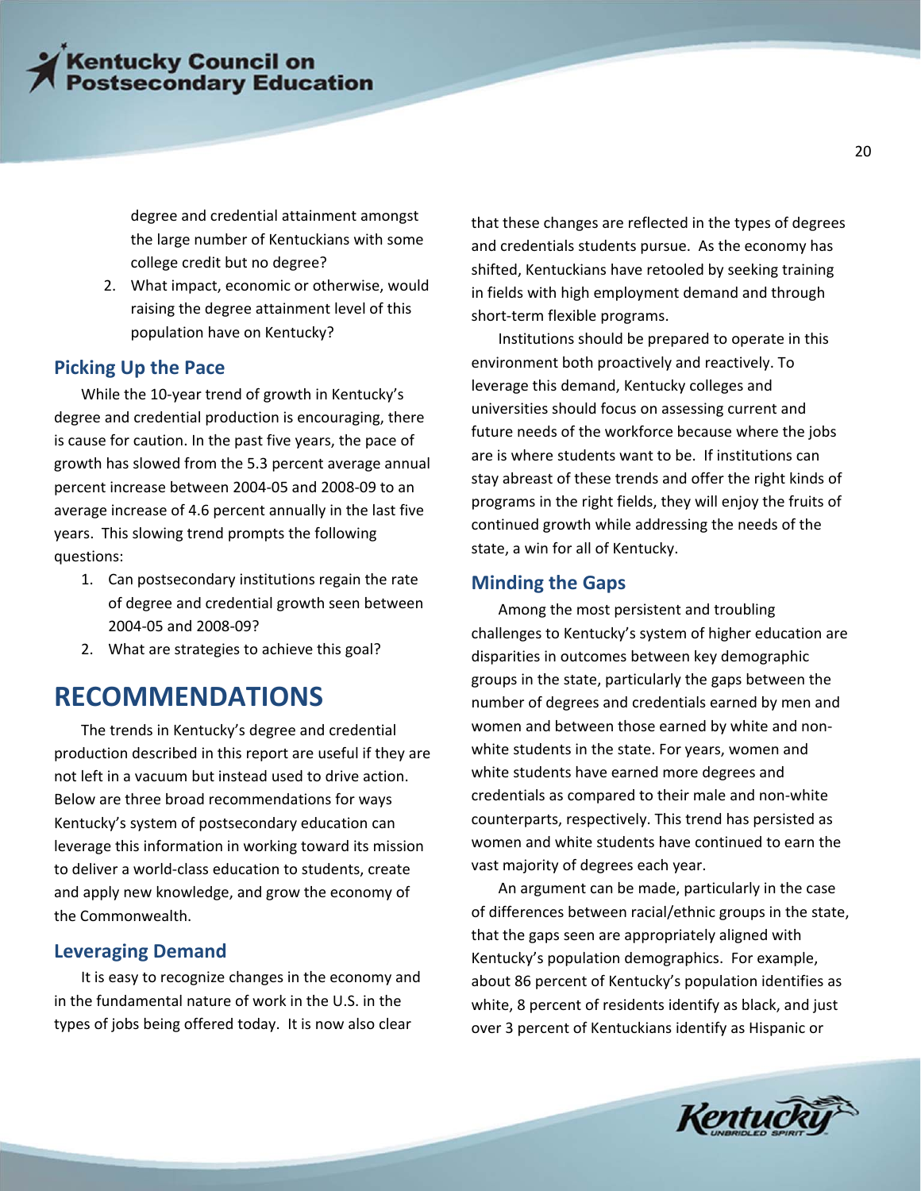degree and credential attainment amongst the large number of Kentuckians with some college credit but no degree?
2. What impact, economic or otherwise, would raising the degree attainment level of this population have on Kentucky?

### Picking Up the Pace

While the 10-year trend of growth in Kentucky's degree and credential production is encouraging, there is cause for caution. In the past five years, the pace of growth has slowed from the 5.3 percent average annual percent increase between 2004-05 and 2008-09 to an average increase of 4.6 percent annually in the last five years. This slowing trend prompts the following questions:

1. Can postsecondary institutions regain the rate of degree and credential growth seen between 2004-05 and 2008-09?
2. What are strategies to achieve this goal?

## RECOMMENDATIONS

The trends in Kentucky's degree and credential production described in this report are useful if they are not left in a vacuum but instead used to drive action. Below are three broad recommendations for ways Kentucky's system of postsecondary education can leverage this information in working toward its mission to deliver a world-class education to students, create and apply new knowledge, and grow the economy of the Commonwealth.

### Leveraging Demand

It is easy to recognize changes in the economy and in the fundamental nature of work in the U.S. in the types of jobs being offered today. It is now also clear that these changes are reflected in the types of degrees and credentials students pursue. As the economy has shifted, Kentuckians have retooled by seeking training in fields with high employment demand and through short-term flexible programs.

Institutions should be prepared to operate in this environment both proactively and reactively. To leverage this demand, Kentucky colleges and universities should focus on assessing current and future needs of the workforce because where the jobs are is where students want to be. If institutions can stay abreast of these trends and offer the right kinds of programs in the right fields, they will enjoy the fruits of continued growth while addressing the needs of the state, a win for all of Kentucky.

### Minding the Gaps

Among the most persistent and troubling challenges to Kentucky's system of higher education are disparities in outcomes between key demographic groups in the state, particularly the gaps between the number of degrees and credentials earned by men and women and between those earned by white and non-white students in the state. For years, women and white students have earned more degrees and credentials as compared to their male and non-white counterparts, respectively. This trend has persisted as women and white students have continued to earn the vast majority of degrees each year.

An argument can be made, particularly in the case of differences between racial/ethnic groups in the state, that the gaps seen are appropriately aligned with Kentucky's population demographics. For example, about 86 percent of Kentucky's population identifies as white, 8 percent of residents identify as black, and just over 3 percent of Kentuckians identify as Hispanic or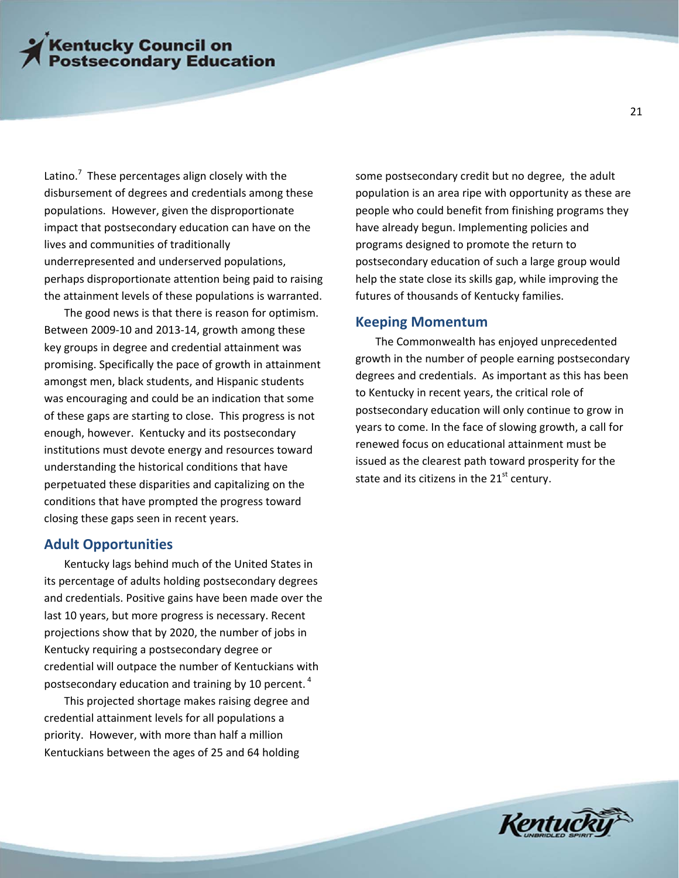Latino.[7] These percentages align closely with the disbursement of degrees and credentials among these populations. However, given the disproportionate impact that postsecondary education can have on the lives and communities of traditionally underrepresented and underserved populations, perhaps disproportionate attention being paid to raising the attainment levels of these populations is warranted.

The good news is that there is reason for optimism. Between 2009-10 and 2013-14, growth among these key groups in degree and credential attainment was promising. Specifically the pace of growth in attainment amongst men, black students, and Hispanic students was encouraging and could be an indication that some of these gaps are starting to close. This progress is not enough, however. Kentucky and its postsecondary institutions must devote energy and resources toward understanding the historical conditions that have perpetuated these disparities and capitalizing on the conditions that have prompted the progress toward closing these gaps seen in recent years.

## Adult Opportunities

Kentucky lags behind much of the United States in its percentage of adults holding postsecondary degrees and credentials. Positive gains have been made over the last 10 years, but more progress is necessary. Recent projections show that by 2020, the number of jobs in Kentucky requiring a postsecondary degree or credential will outpace the number of Kentuckians with postsecondary education and training by 10 percent.[4]

This projected shortage makes raising degree and credential attainment levels for all populations a priority. However, with more than half a million Kentuckians between the ages of 25 and 64 holding some postsecondary credit but no degree, the adult population is an area ripe with opportunity as these are people who could benefit from finishing programs they have already begun. Implementing policies and programs designed to promote the return to postsecondary education of such a large group would help the state close its skills gap, while improving the futures of thousands of Kentucky families.

## Keeping Momentum

The Commonwealth has enjoyed unprecedented growth in the number of people earning postsecondary degrees and credentials. As important as this has been to Kentucky in recent years, the critical role of postsecondary education will only continue to grow in years to come. In the face of slowing growth, a call for renewed focus on educational attainment must be issued as the clearest path toward prosperity for the state and its citizens in the 21st century.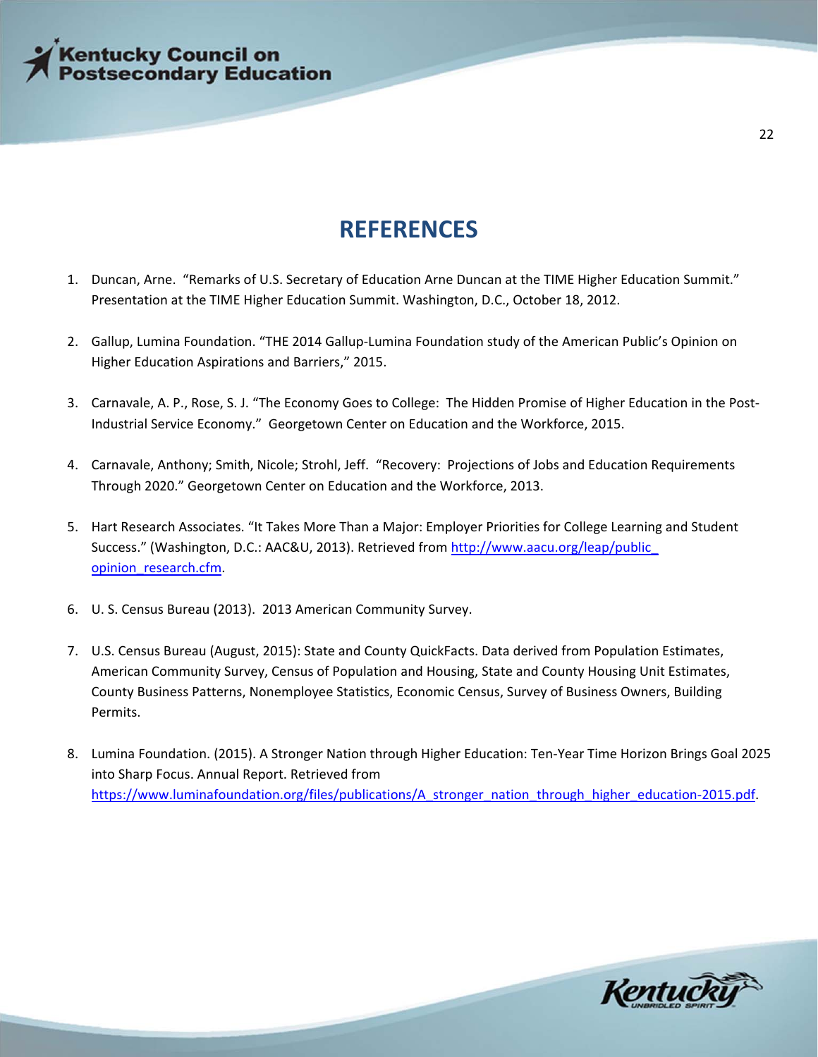# REFERENCES

1. Duncan, Arne. "Remarks of U.S. Secretary of Education Arne Duncan at the TIME Higher Education Summit." Presentation at the TIME Higher Education Summit. Washington, D.C., October 18, 2012.

2. Gallup, Lumina Foundation. "THE 2014 Gallup-Lumina Foundation study of the American Public's Opinion on Higher Education Aspirations and Barriers," 2015.

3. Carnavale, A. P., Rose, S. J. "The Economy Goes to College: The Hidden Promise of Higher Education in the Post-Industrial Service Economy." Georgetown Center on Education and the Workforce, 2015.

4. Carnavale, Anthony; Smith, Nicole; Strohl, Jeff. "Recovery: Projections of Jobs and Education Requirements Through 2020." Georgetown Center on Education and the Workforce, 2013.

5. Hart Research Associates. "It Takes More Than a Major: Employer Priorities for College Learning and Student Success." (Washington, D.C.: AAC&U, 2013). Retrieved from http://www.aacu.org/leap/public_opinion_research.cfm.

6. U. S. Census Bureau (2013). 2013 American Community Survey.

7. U.S. Census Bureau (August, 2015): State and County QuickFacts. Data derived from Population Estimates, American Community Survey, Census of Population and Housing, State and County Housing Unit Estimates, County Business Patterns, Nonemployee Statistics, Economic Census, Survey of Business Owners, Building Permits.

8. Lumina Foundation. (2015). A Stronger Nation through Higher Education: Ten-Year Time Horizon Brings Goal 2025 into Sharp Focus. Annual Report. Retrieved from https://www.luminafoundation.org/files/publications/A_stronger_nation_through_higher_education-2015.pdf.